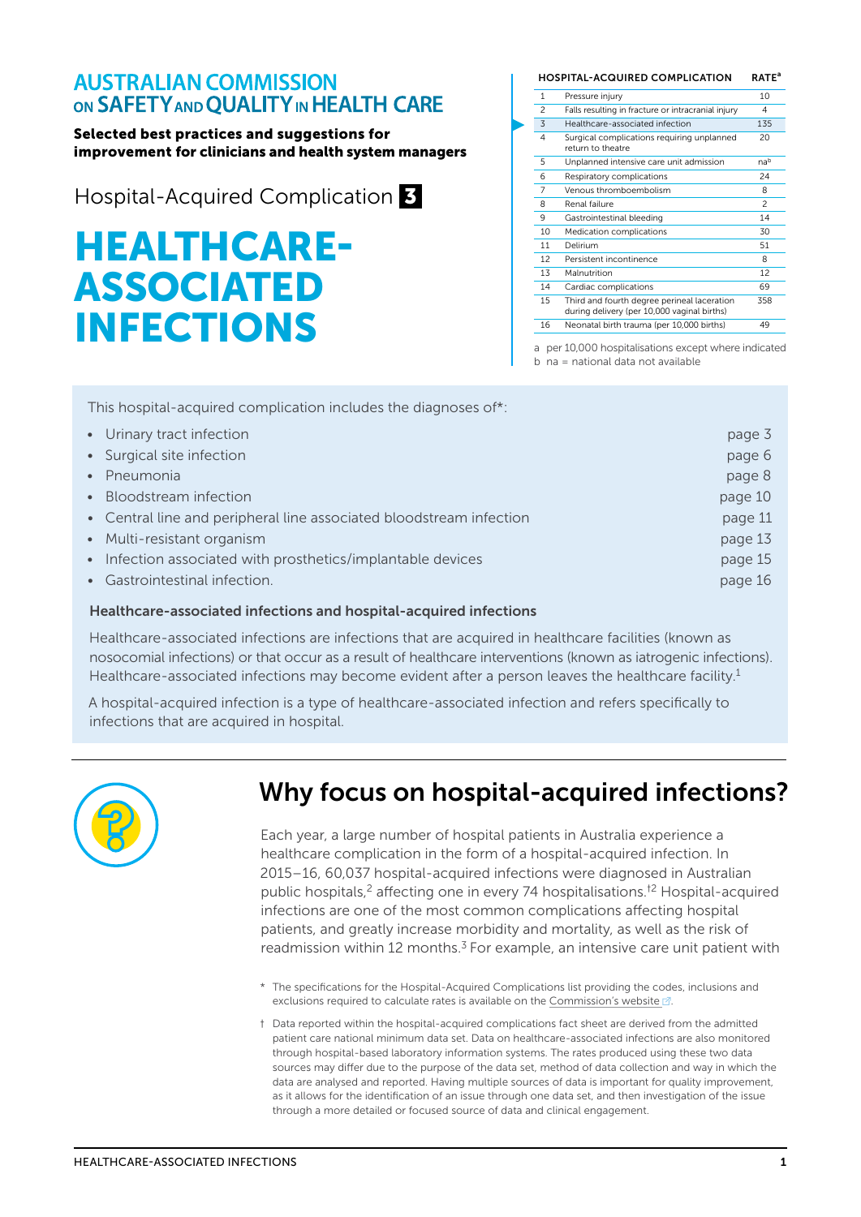**AUSTRALIAN COMMISSION ON SAFETY AND QUALITY IN HEALTH CARE**

**Selected best practices and suggestions for improvement for clinicians and health system managers**

Hospital-Acquired Complication **3**

# HEALTHCARE-ASSOCIATED INFECTIONS

| | HOSPITAL-ACQUIRED COMPLICATION | RATE[a] |
|---|---|---|
| 1 | Pressure injury | 10 |
| 2 | Falls resulting in fracture or intracranial injury | 4 |
| 3 | Healthcare-associated infection | 135 |
| 4 | Surgical complications requiring unplanned return to theatre | 20 |
| 5 | Unplanned intensive care unit admission | na[b] |
| 6 | Respiratory complications | 24 |
| 7 | Venous thromboembolism | 8 |
| 8 | Renal failure | 2 |
| 9 | Gastrointestinal bleeding | 14 |
| 10 | Medication complications | 30 |
| 11 | Delirium | 51 |
| 12 | Persistent incontinence | 8 |
| 13 | Malnutrition | 12 |
| 14 | Cardiac complications | 69 |
| 15 | Third and fourth degree perineal laceration during delivery (per 10,000 vaginal births) | 358 |
| 16 | Neonatal birth trauma (per 10,000 births) | 49 |

a per 10,000 hospitalisations except where indicated
b na = national data not available

This hospital-acquired complication includes the diagnoses of*:

- Urinary tract infection — page 3
- Surgical site infection — page 6
- Pneumonia — page 8
- Bloodstream infection — page 10
- Central line and peripheral line associated bloodstream infection — page 11
- Multi-resistant organism — page 13
- Infection associated with prosthetics/implantable devices — page 15
- Gastrointestinal infection. — page 16

**Healthcare-associated infections and hospital-acquired infections**

Healthcare-associated infections are infections that are acquired in healthcare facilities (known as nosocomial infections) or that occur as a result of healthcare interventions (known as iatrogenic infections). Healthcare-associated infections may become evident after a person leaves the healthcare facility.[1]

A hospital-acquired infection is a type of healthcare-associated infection and refers specifically to infections that are acquired in hospital.

## Why focus on hospital-acquired infections?

Each year, a large number of hospital patients in Australia experience a healthcare complication in the form of a hospital-acquired infection. In 2015–16, 60,037 hospital-acquired infections were diagnosed in Australian public hospitals,[2] affecting one in every 74 hospitalisations.[†2] Hospital-acquired infections are one of the most common complications affecting hospital patients, and greatly increase morbidity and mortality, as well as the risk of readmission within 12 months.[3] For example, an intensive care unit patient with

\* The specifications for the Hospital-Acquired Complications list providing the codes, inclusions and exclusions required to calculate rates is available on the Commission's website.

† Data reported within the hospital-acquired complications fact sheet are derived from the admitted patient care national minimum data set. Data on healthcare-associated infections are also monitored through hospital-based laboratory information systems. The rates produced using these two data sources may differ due to the purpose of the data set, method of data collection and way in which the data are analysed and reported. Having multiple sources of data is important for quality improvement, as it allows for the identification of an issue through one data set, and then investigation of the issue through a more detailed or focused source of data and clinical engagement.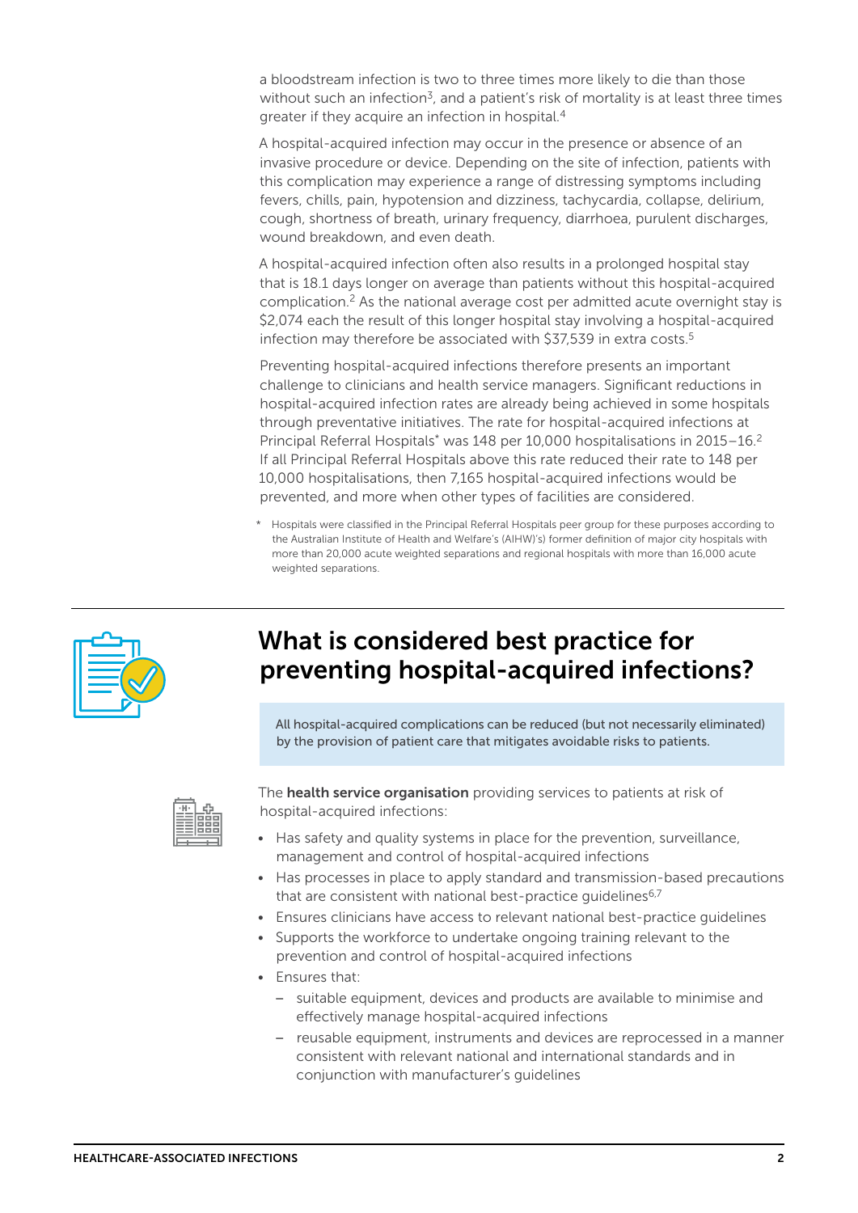a bloodstream infection is two to three times more likely to die than those without such an infection[3], and a patient's risk of mortality is at least three times greater if they acquire an infection in hospital.[4]

A hospital-acquired infection may occur in the presence or absence of an invasive procedure or device. Depending on the site of infection, patients with this complication may experience a range of distressing symptoms including fevers, chills, pain, hypotension and dizziness, tachycardia, collapse, delirium, cough, shortness of breath, urinary frequency, diarrhoea, purulent discharges, wound breakdown, and even death.

A hospital-acquired infection often also results in a prolonged hospital stay that is 18.1 days longer on average than patients without this hospital-acquired complication.[2] As the national average cost per admitted acute overnight stay is $2,074 each the result of this longer hospital stay involving a hospital-acquired infection may therefore be associated with $37,539 in extra costs.[5]

Preventing hospital-acquired infections therefore presents an important challenge to clinicians and health service managers. Significant reductions in hospital-acquired infection rates are already being achieved in some hospitals through preventative initiatives. The rate for hospital-acquired infections at Principal Referral Hospitals* was 148 per 10,000 hospitalisations in 2015–16.[2] If all Principal Referral Hospitals above this rate reduced their rate to 148 per 10,000 hospitalisations, then 7,165 hospital-acquired infections would be prevented, and more when other types of facilities are considered.

\* Hospitals were classified in the Principal Referral Hospitals peer group for these purposes according to the Australian Institute of Health and Welfare's (AIHW)'s) former definition of major city hospitals with more than 20,000 acute weighted separations and regional hospitals with more than 16,000 acute weighted separations.

## What is considered best practice for preventing hospital-acquired infections?

All hospital-acquired complications can be reduced (but not necessarily eliminated) by the provision of patient care that mitigates avoidable risks to patients.

The **health service organisation** providing services to patients at risk of hospital-acquired infections:

- Has safety and quality systems in place for the prevention, surveillance, management and control of hospital-acquired infections
- Has processes in place to apply standard and transmission-based precautions that are consistent with national best-practice guidelines[6,7]
- Ensures clinicians have access to relevant national best-practice guidelines
- Supports the workforce to undertake ongoing training relevant to the prevention and control of hospital-acquired infections
- Ensures that:
  - suitable equipment, devices and products are available to minimise and effectively manage hospital-acquired infections
  - reusable equipment, instruments and devices are reprocessed in a manner consistent with relevant national and international standards and in conjunction with manufacturer's guidelines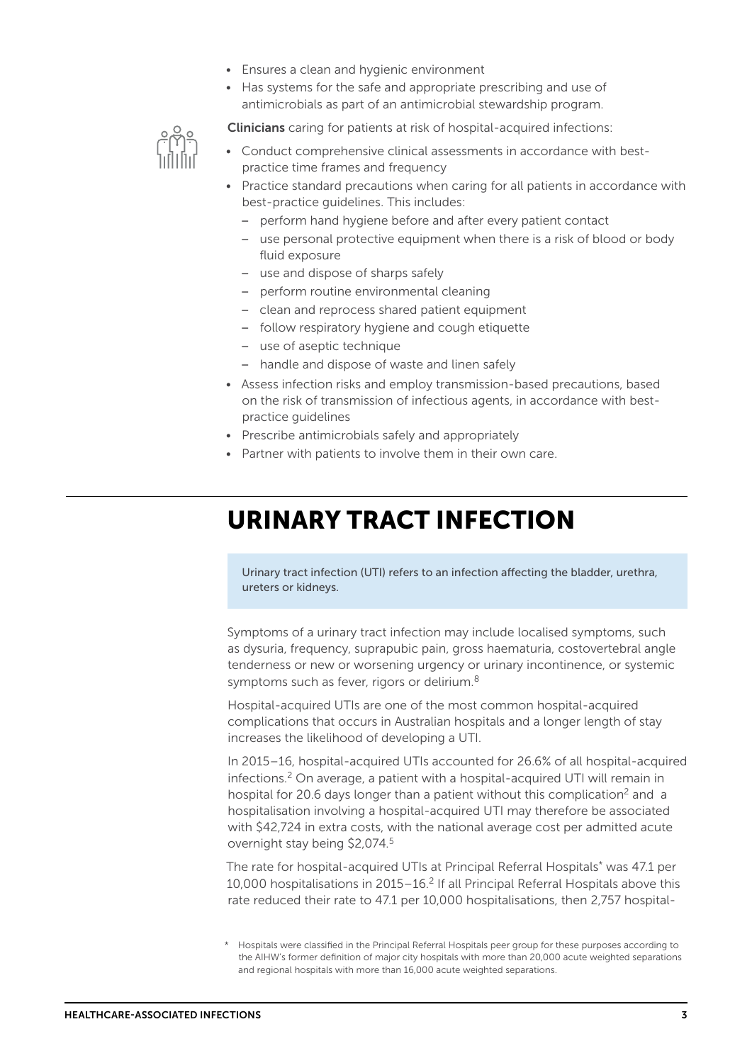- Ensures a clean and hygienic environment
- Has systems for the safe and appropriate prescribing and use of antimicrobials as part of an antimicrobial stewardship program.

**Clinicians** caring for patients at risk of hospital-acquired infections:

- Conduct comprehensive clinical assessments in accordance with best-practice time frames and frequency
- Practice standard precautions when caring for all patients in accordance with best-practice guidelines. This includes:
  - perform hand hygiene before and after every patient contact
  - use personal protective equipment when there is a risk of blood or body fluid exposure
  - use and dispose of sharps safely
  - perform routine environmental cleaning
  - clean and reprocess shared patient equipment
  - follow respiratory hygiene and cough etiquette
  - use of aseptic technique
  - handle and dispose of waste and linen safely
- Assess infection risks and employ transmission-based precautions, based on the risk of transmission of infectious agents, in accordance with best-practice guidelines
- Prescribe antimicrobials safely and appropriately
- Partner with patients to involve them in their own care.

# URINARY TRACT INFECTION

Urinary tract infection (UTI) refers to an infection affecting the bladder, urethra, ureters or kidneys.

Symptoms of a urinary tract infection may include localised symptoms, such as dysuria, frequency, suprapubic pain, gross haematuria, costovertebral angle tenderness or new or worsening urgency or urinary incontinence, or systemic symptoms such as fever, rigors or delirium.[8]

Hospital-acquired UTIs are one of the most common hospital-acquired complications that occurs in Australian hospitals and a longer length of stay increases the likelihood of developing a UTI.

In 2015–16, hospital-acquired UTIs accounted for 26.6% of all hospital-acquired infections.[2] On average, a patient with a hospital-acquired UTI will remain in hospital for 20.6 days longer than a patient without this complication[2] and a hospitalisation involving a hospital-acquired UTI may therefore be associated with $42,724 in extra costs, with the national average cost per admitted acute overnight stay being $2,074.[5]

The rate for hospital-acquired UTIs at Principal Referral Hospitals* was 47.1 per 10,000 hospitalisations in 2015–16.[2] If all Principal Referral Hospitals above this rate reduced their rate to 47.1 per 10,000 hospitalisations, then 2,757 hospital-

\* Hospitals were classified in the Principal Referral Hospitals peer group for these purposes according to the AIHW's former definition of major city hospitals with more than 20,000 acute weighted separations and regional hospitals with more than 16,000 acute weighted separations.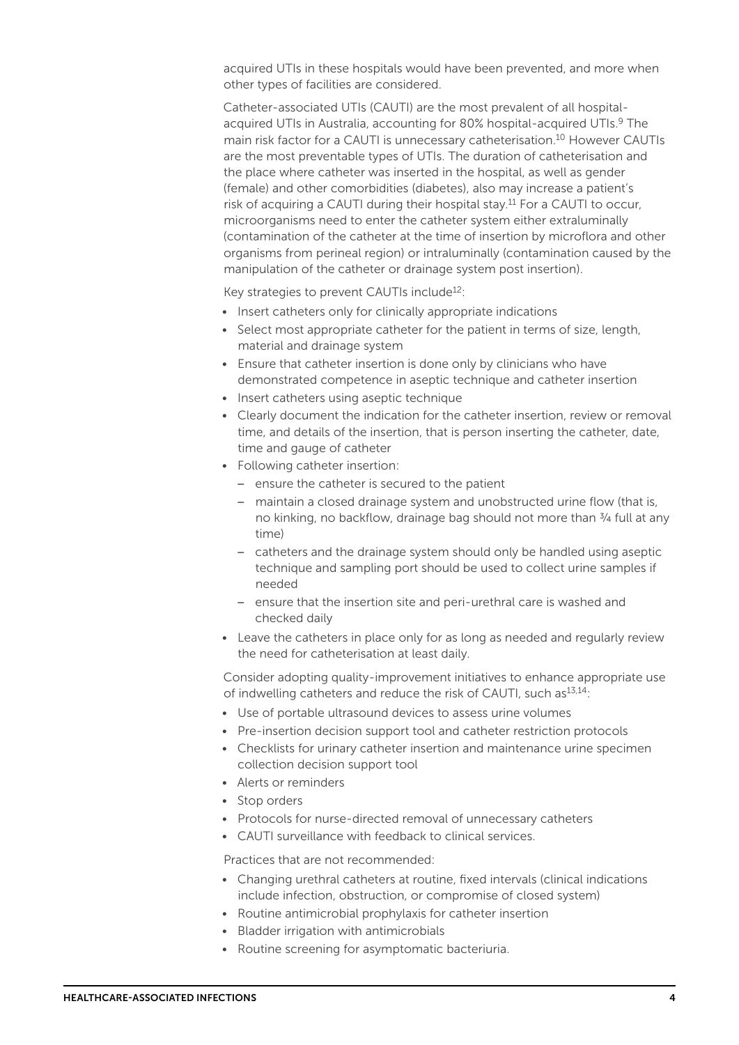acquired UTIs in these hospitals would have been prevented, and more when other types of facilities are considered.

Catheter-associated UTIs (CAUTI) are the most prevalent of all hospital-acquired UTIs in Australia, accounting for 80% hospital-acquired UTIs.[9] The main risk factor for a CAUTI is unnecessary catheterisation.[10] However CAUTIs are the most preventable types of UTIs. The duration of catheterisation and the place where catheter was inserted in the hospital, as well as gender (female) and other comorbidities (diabetes), also may increase a patient's risk of acquiring a CAUTI during their hospital stay.[11] For a CAUTI to occur, microorganisms need to enter the catheter system either extraluminally (contamination of the catheter at the time of insertion by microflora and other organisms from perineal region) or intraluminally (contamination caused by the manipulation of the catheter or drainage system post insertion).

Key strategies to prevent CAUTIs include[12]:

- Insert catheters only for clinically appropriate indications
- Select most appropriate catheter for the patient in terms of size, length, material and drainage system
- Ensure that catheter insertion is done only by clinicians who have demonstrated competence in aseptic technique and catheter insertion
- Insert catheters using aseptic technique
- Clearly document the indication for the catheter insertion, review or removal time, and details of the insertion, that is person inserting the catheter, date, time and gauge of catheter
- Following catheter insertion:
  - ensure the catheter is secured to the patient
  - maintain a closed drainage system and unobstructed urine flow (that is, no kinking, no backflow, drainage bag should not more than ¾ full at any time)
  - catheters and the drainage system should only be handled using aseptic technique and sampling port should be used to collect urine samples if needed
  - ensure that the insertion site and peri-urethral care is washed and checked daily
- Leave the catheters in place only for as long as needed and regularly review the need for catheterisation at least daily.

Consider adopting quality-improvement initiatives to enhance appropriate use of indwelling catheters and reduce the risk of CAUTI, such as[13,14]:

- Use of portable ultrasound devices to assess urine volumes
- Pre-insertion decision support tool and catheter restriction protocols
- Checklists for urinary catheter insertion and maintenance urine specimen collection decision support tool
- Alerts or reminders
- Stop orders
- Protocols for nurse-directed removal of unnecessary catheters
- CAUTI surveillance with feedback to clinical services.

Practices that are not recommended:

- Changing urethral catheters at routine, fixed intervals (clinical indications include infection, obstruction, or compromise of closed system)
- Routine antimicrobial prophylaxis for catheter insertion
- Bladder irrigation with antimicrobials
- Routine screening for asymptomatic bacteriuria.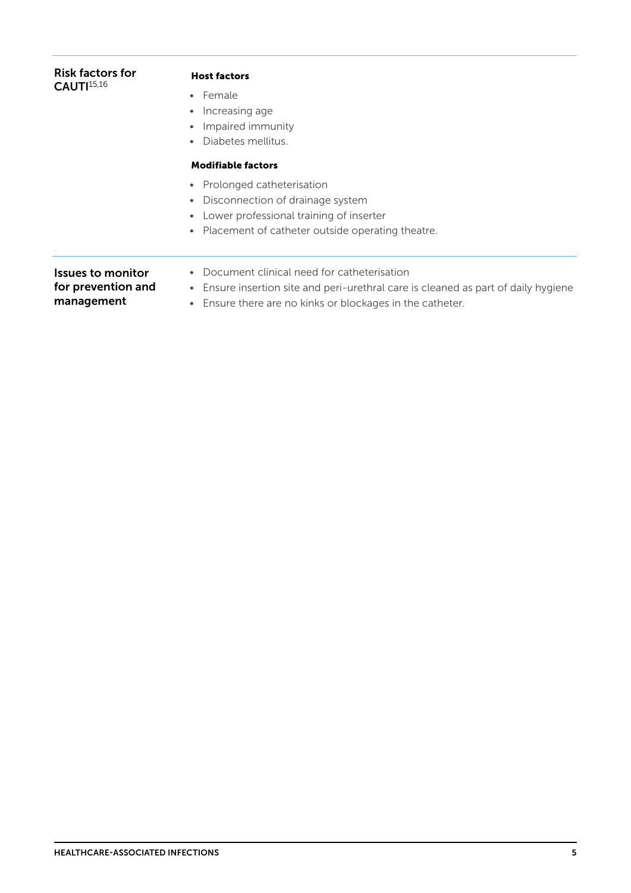## Risk factors for CAUTI[15,16]

**Host factors**

- Female
- Increasing age
- Impaired immunity
- Diabetes mellitus.

**Modifiable factors**

- Prolonged catheterisation
- Disconnection of drainage system
- Lower professional training of inserter
- Placement of catheter outside operating theatre.

## Issues to monitor for prevention and management

- Document clinical need for catheterisation
- Ensure insertion site and peri-urethral care is cleaned as part of daily hygiene
- Ensure there are no kinks or blockages in the catheter.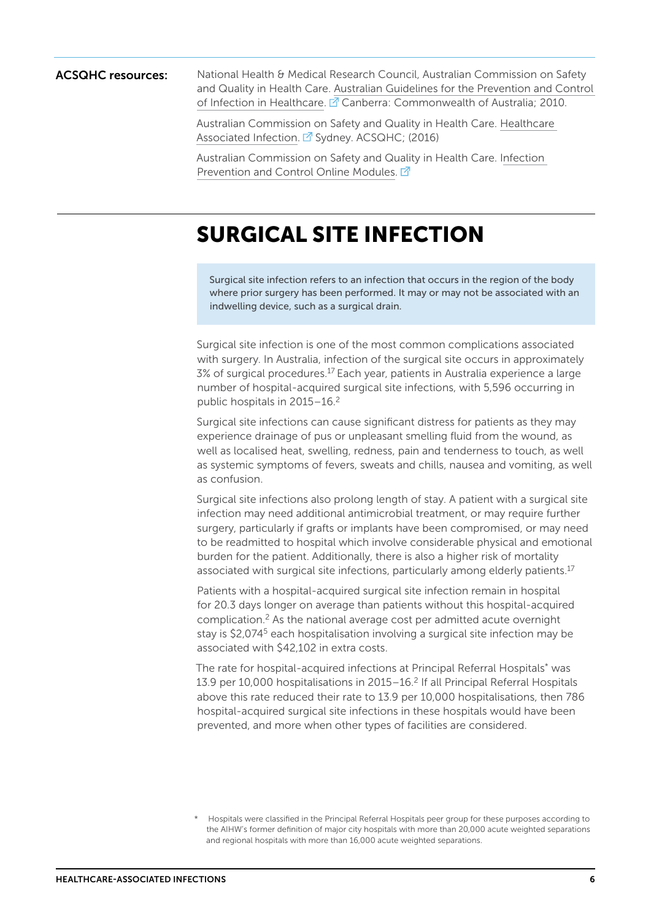**ACSQHC resources:**

National Health & Medical Research Council, Australian Commission on Safety and Quality in Health Care. Australian Guidelines for the Prevention and Control of Infection in Healthcare. Canberra: Commonwealth of Australia; 2010.

Australian Commission on Safety and Quality in Health Care. Healthcare Associated Infection. Sydney. ACSQHC; (2016)

Australian Commission on Safety and Quality in Health Care. Infection Prevention and Control Online Modules.

# SURGICAL SITE INFECTION

Surgical site infection refers to an infection that occurs in the region of the body where prior surgery has been performed. It may or may not be associated with an indwelling device, such as a surgical drain.

Surgical site infection is one of the most common complications associated with surgery. In Australia, infection of the surgical site occurs in approximately 3% of surgical procedures.[17] Each year, patients in Australia experience a large number of hospital-acquired surgical site infections, with 5,596 occurring in public hospitals in 2015–16.[2]

Surgical site infections can cause significant distress for patients as they may experience drainage of pus or unpleasant smelling fluid from the wound, as well as localised heat, swelling, redness, pain and tenderness to touch, as well as systemic symptoms of fevers, sweats and chills, nausea and vomiting, as well as confusion.

Surgical site infections also prolong length of stay. A patient with a surgical site infection may need additional antimicrobial treatment, or may require further surgery, particularly if grafts or implants have been compromised, or may need to be readmitted to hospital which involve considerable physical and emotional burden for the patient. Additionally, there is also a higher risk of mortality associated with surgical site infections, particularly among elderly patients.[17]

Patients with a hospital-acquired surgical site infection remain in hospital for 20.3 days longer on average than patients without this hospital-acquired complication.[2] As the national average cost per admitted acute overnight stay is $2,074[5] each hospitalisation involving a surgical site infection may be associated with $42,102 in extra costs.

The rate for hospital-acquired infections at Principal Referral Hospitals* was 13.9 per 10,000 hospitalisations in 2015–16.[2] If all Principal Referral Hospitals above this rate reduced their rate to 13.9 per 10,000 hospitalisations, then 786 hospital-acquired surgical site infections in these hospitals would have been prevented, and more when other types of facilities are considered.

\* Hospitals were classified in the Principal Referral Hospitals peer group for these purposes according to the AIHW's former definition of major city hospitals with more than 20,000 acute weighted separations and regional hospitals with more than 16,000 acute weighted separations.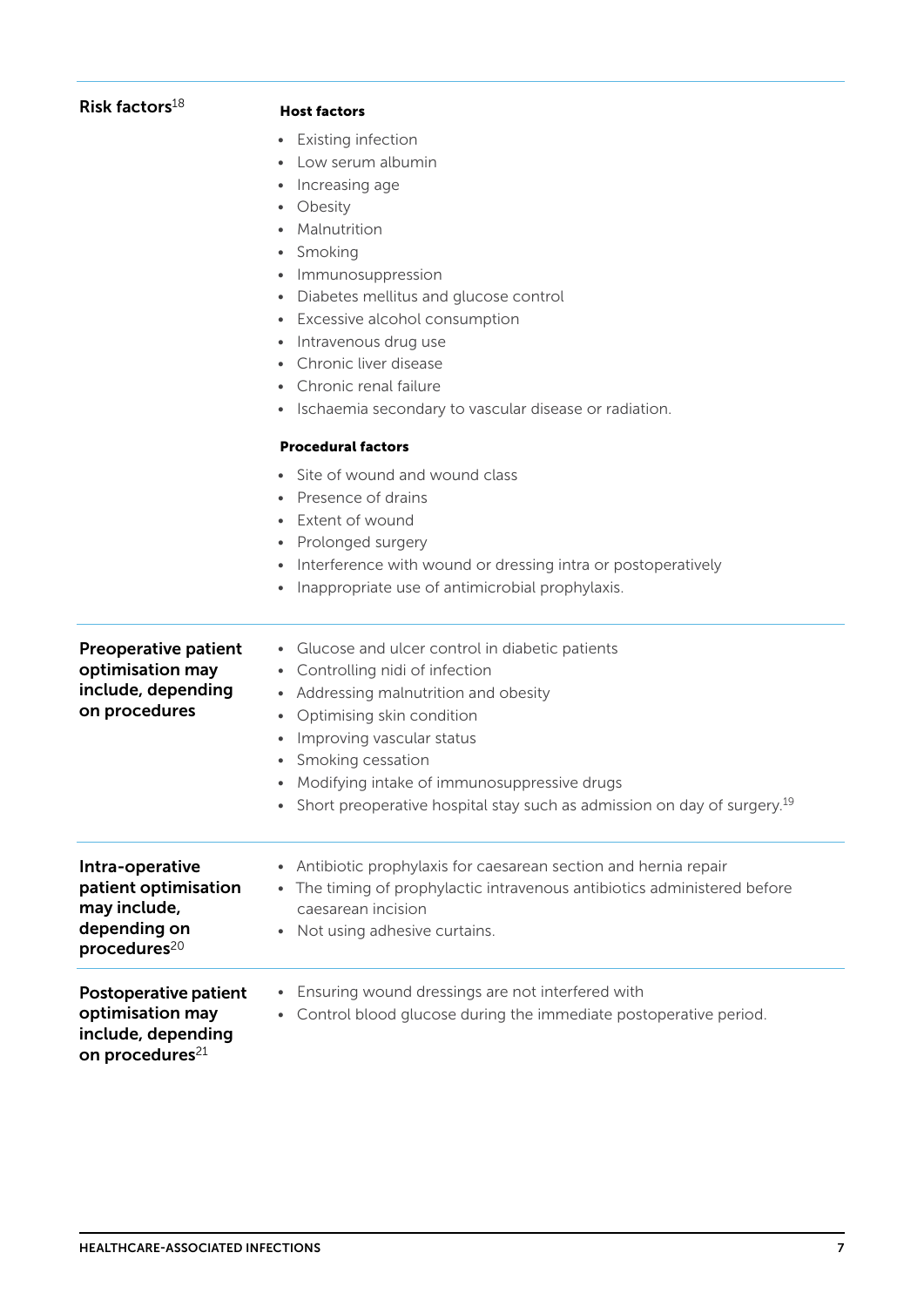| | |
|---|---|
| **Risk factors**[18] | **Host factors**<br>• Existing infection<br>• Low serum albumin<br>• Increasing age<br>• Obesity<br>• Malnutrition<br>• Smoking<br>• Immunosuppression<br>• Diabetes mellitus and glucose control<br>• Excessive alcohol consumption<br>• Intravenous drug use<br>• Chronic liver disease<br>• Chronic renal failure<br>• Ischaemia secondary to vascular disease or radiation.<br><br>**Procedural factors**<br>• Site of wound and wound class<br>• Presence of drains<br>• Extent of wound<br>• Prolonged surgery<br>• Interference with wound or dressing intra or postoperatively<br>• Inappropriate use of antimicrobial prophylaxis. |
| **Preoperative patient optimisation may include, depending on procedures** | • Glucose and ulcer control in diabetic patients<br>• Controlling nidi of infection<br>• Addressing malnutrition and obesity<br>• Optimising skin condition<br>• Improving vascular status<br>• Smoking cessation<br>• Modifying intake of immunosuppressive drugs<br>• Short preoperative hospital stay such as admission on day of surgery.[19] |
| **Intra-operative patient optimisation may include, depending on procedures**[20] | • Antibiotic prophylaxis for caesarean section and hernia repair<br>• The timing of prophylactic intravenous antibiotics administered before caesarean incision<br>• Not using adhesive curtains. |
| **Postoperative patient optimisation may include, depending on procedures**[21] | • Ensuring wound dressings are not interfered with<br>• Control blood glucose during the immediate postoperative period. |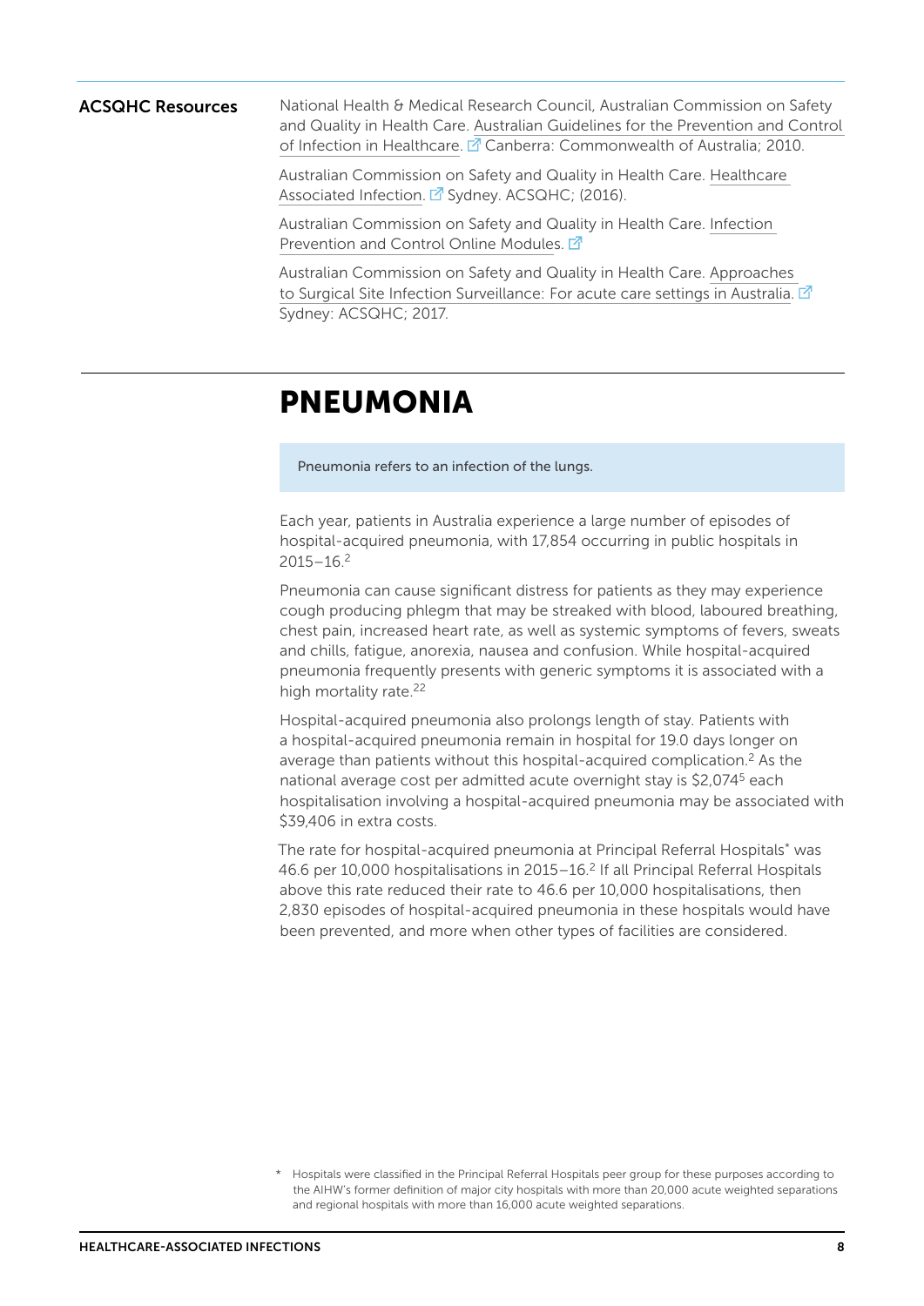**ACSQHC Resources**

National Health & Medical Research Council, Australian Commission on Safety and Quality in Health Care. Australian Guidelines for the Prevention and Control of Infection in Healthcare. Canberra: Commonwealth of Australia; 2010.

Australian Commission on Safety and Quality in Health Care. Healthcare Associated Infection. Sydney. ACSQHC; (2016).

Australian Commission on Safety and Quality in Health Care. Infection Prevention and Control Online Modules.

Australian Commission on Safety and Quality in Health Care. Approaches to Surgical Site Infection Surveillance: For acute care settings in Australia. Sydney: ACSQHC; 2017.

# PNEUMONIA

Pneumonia refers to an infection of the lungs.

Each year, patients in Australia experience a large number of episodes of hospital-acquired pneumonia, with 17,854 occurring in public hospitals in 2015–16.[2]

Pneumonia can cause significant distress for patients as they may experience cough producing phlegm that may be streaked with blood, laboured breathing, chest pain, increased heart rate, as well as systemic symptoms of fevers, sweats and chills, fatigue, anorexia, nausea and confusion. While hospital-acquired pneumonia frequently presents with generic symptoms it is associated with a high mortality rate.[22]

Hospital-acquired pneumonia also prolongs length of stay. Patients with a hospital-acquired pneumonia remain in hospital for 19.0 days longer on average than patients without this hospital-acquired complication.[2] As the national average cost per admitted acute overnight stay is $2,074[5] each hospitalisation involving a hospital-acquired pneumonia may be associated with $39,406 in extra costs.

The rate for hospital-acquired pneumonia at Principal Referral Hospitals* was 46.6 per 10,000 hospitalisations in 2015–16.[2] If all Principal Referral Hospitals above this rate reduced their rate to 46.6 per 10,000 hospitalisations, then 2,830 episodes of hospital-acquired pneumonia in these hospitals would have been prevented, and more when other types of facilities are considered.

\* Hospitals were classified in the Principal Referral Hospitals peer group for these purposes according to the AIHW's former definition of major city hospitals with more than 20,000 acute weighted separations and regional hospitals with more than 16,000 acute weighted separations.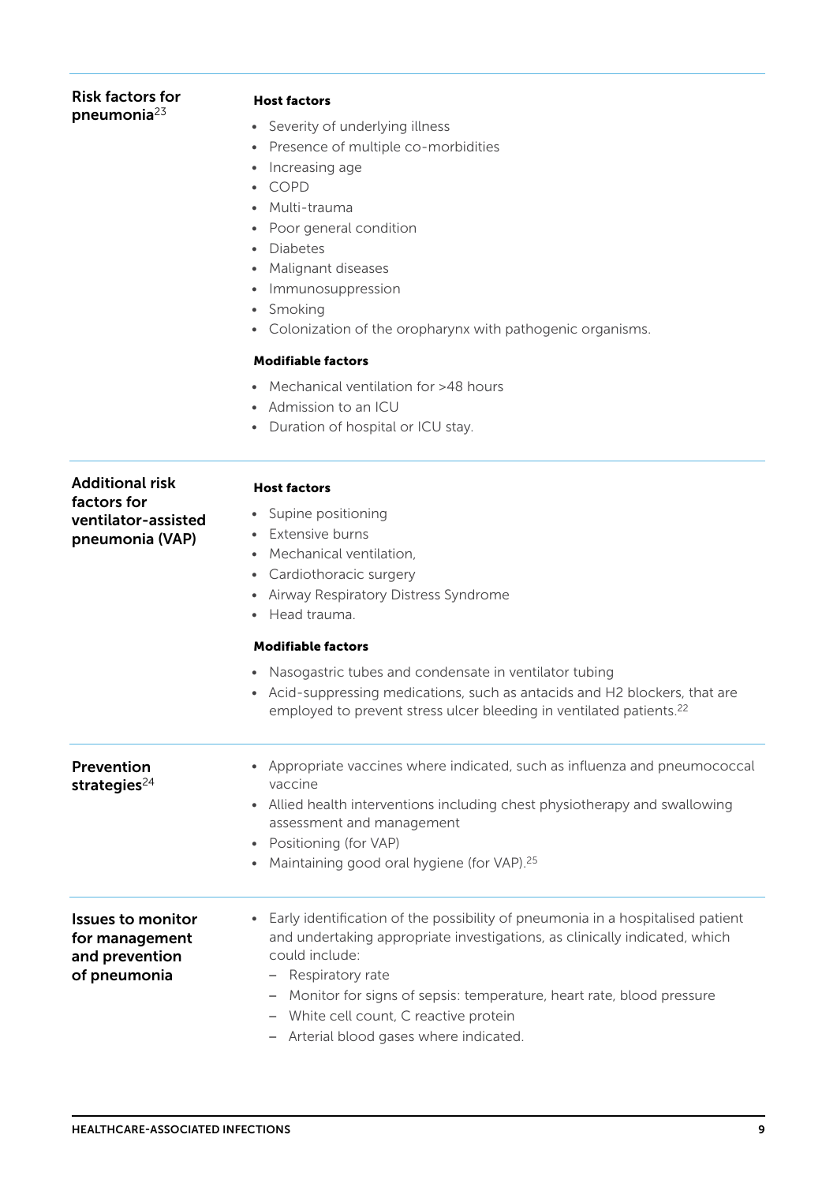### Risk factors for pneumonia[23]

**Host factors**

- Severity of underlying illness
- Presence of multiple co-morbidities
- Increasing age
- COPD
- Multi-trauma
- Poor general condition
- Diabetes
- Malignant diseases
- Immunosuppression
- Smoking
- Colonization of the oropharynx with pathogenic organisms.

**Modifiable factors**

- Mechanical ventilation for >48 hours
- Admission to an ICU
- Duration of hospital or ICU stay.

### Additional risk factors for ventilator-assisted pneumonia (VAP)

**Host factors**

- Supine positioning
- Extensive burns
- Mechanical ventilation,
- Cardiothoracic surgery
- Airway Respiratory Distress Syndrome
- Head trauma.

**Modifiable factors**

- Nasogastric tubes and condensate in ventilator tubing
- Acid-suppressing medications, such as antacids and H2 blockers, that are employed to prevent stress ulcer bleeding in ventilated patients.[22]

### Prevention strategies[24]

- Appropriate vaccines where indicated, such as influenza and pneumococcal vaccine
- Allied health interventions including chest physiotherapy and swallowing assessment and management
- Positioning (for VAP)
- Maintaining good oral hygiene (for VAP).[25]

### Issues to monitor for management and prevention of pneumonia

- Early identification of the possibility of pneumonia in a hospitalised patient and undertaking appropriate investigations, as clinically indicated, which could include:
  - Respiratory rate
  - Monitor for signs of sepsis: temperature, heart rate, blood pressure
  - White cell count, C reactive protein
  - Arterial blood gases where indicated.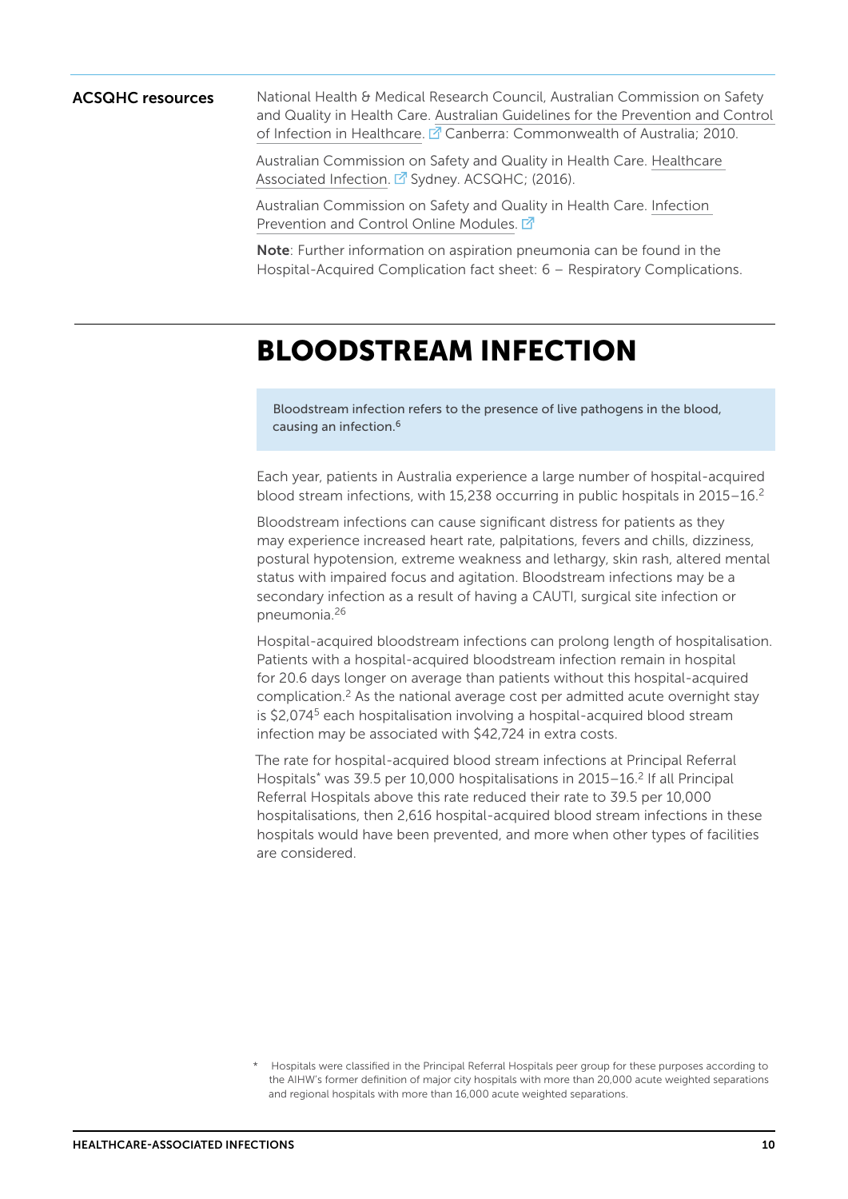**ACSQHC resources**

National Health & Medical Research Council, Australian Commission on Safety and Quality in Health Care. Australian Guidelines for the Prevention and Control of Infection in Healthcare. Canberra: Commonwealth of Australia; 2010.

Australian Commission on Safety and Quality in Health Care. Healthcare Associated Infection. Sydney. ACSQHC; (2016).

Australian Commission on Safety and Quality in Health Care. Infection Prevention and Control Online Modules.

**Note**: Further information on aspiration pneumonia can be found in the Hospital-Acquired Complication fact sheet: 6 – Respiratory Complications.

# BLOODSTREAM INFECTION

Bloodstream infection refers to the presence of live pathogens in the blood, causing an infection.[6]

Each year, patients in Australia experience a large number of hospital-acquired blood stream infections, with 15,238 occurring in public hospitals in 2015–16.[2]

Bloodstream infections can cause significant distress for patients as they may experience increased heart rate, palpitations, fevers and chills, dizziness, postural hypotension, extreme weakness and lethargy, skin rash, altered mental status with impaired focus and agitation. Bloodstream infections may be a secondary infection as a result of having a CAUTI, surgical site infection or pneumonia.[26]

Hospital-acquired bloodstream infections can prolong length of hospitalisation. Patients with a hospital-acquired bloodstream infection remain in hospital for 20.6 days longer on average than patients without this hospital-acquired complication.[2] As the national average cost per admitted acute overnight stay is $2,074[5] each hospitalisation involving a hospital-acquired blood stream infection may be associated with $42,724 in extra costs.

The rate for hospital-acquired blood stream infections at Principal Referral Hospitals* was 39.5 per 10,000 hospitalisations in 2015–16.[2] If all Principal Referral Hospitals above this rate reduced their rate to 39.5 per 10,000 hospitalisations, then 2,616 hospital-acquired blood stream infections in these hospitals would have been prevented, and more when other types of facilities are considered.

\* Hospitals were classified in the Principal Referral Hospitals peer group for these purposes according to the AIHW's former definition of major city hospitals with more than 20,000 acute weighted separations and regional hospitals with more than 16,000 acute weighted separations.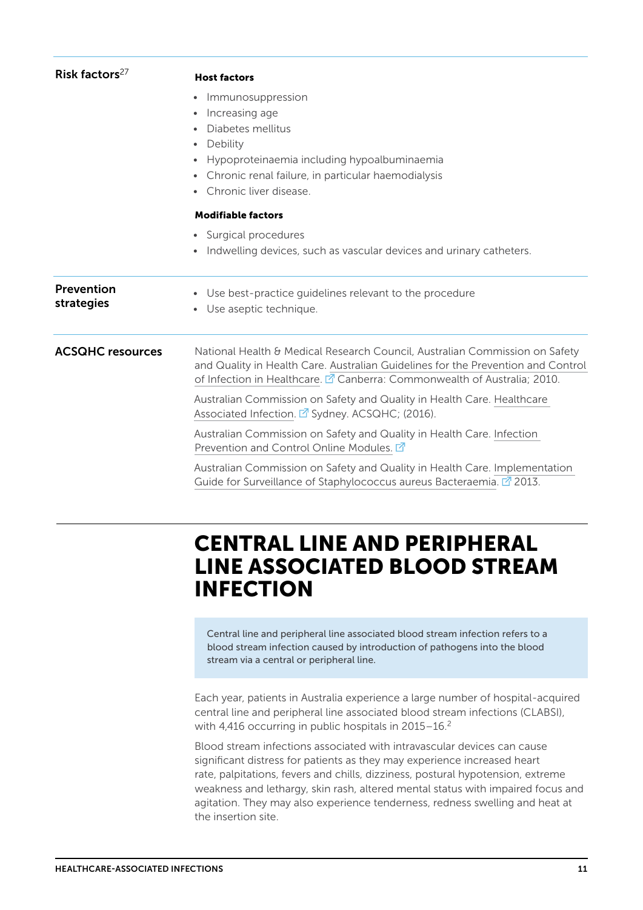| | |
|---|---|
| **Risk factors**[27] | **Host factors**<br>• Immunosuppression<br>• Increasing age<br>• Diabetes mellitus<br>• Debility<br>• Hypoproteinaemia including hypoalbuminaemia<br>• Chronic renal failure, in particular haemodialysis<br>• Chronic liver disease.<br>**Modifiable factors**<br>• Surgical procedures<br>• Indwelling devices, such as vascular devices and urinary catheters. |
| **Prevention strategies** | • Use best-practice guidelines relevant to the procedure<br>• Use aseptic technique. |
| **ACSQHC resources** | National Health & Medical Research Council, Australian Commission on Safety and Quality in Health Care. Australian Guidelines for the Prevention and Control of Infection in Healthcare. Canberra: Commonwealth of Australia; 2010.<br>Australian Commission on Safety and Quality in Health Care. Healthcare Associated Infection. Sydney. ACSQHC; (2016).<br>Australian Commission on Safety and Quality in Health Care. Infection Prevention and Control Online Modules.<br>Australian Commission on Safety and Quality in Health Care. Implementation Guide for Surveillance of Staphylococcus aureus Bacteraemia. 2013. |

# CENTRAL LINE AND PERIPHERAL LINE ASSOCIATED BLOOD STREAM INFECTION

> Central line and peripheral line associated blood stream infection refers to a blood stream infection caused by introduction of pathogens into the blood stream via a central or peripheral line.

Each year, patients in Australia experience a large number of hospital-acquired central line and peripheral line associated blood stream infections (CLABSI), with 4,416 occurring in public hospitals in 2015–16.[2]

Blood stream infections associated with intravascular devices can cause significant distress for patients as they may experience increased heart rate, palpitations, fevers and chills, dizziness, postural hypotension, extreme weakness and lethargy, skin rash, altered mental status with impaired focus and agitation. They may also experience tenderness, redness swelling and heat at the insertion site.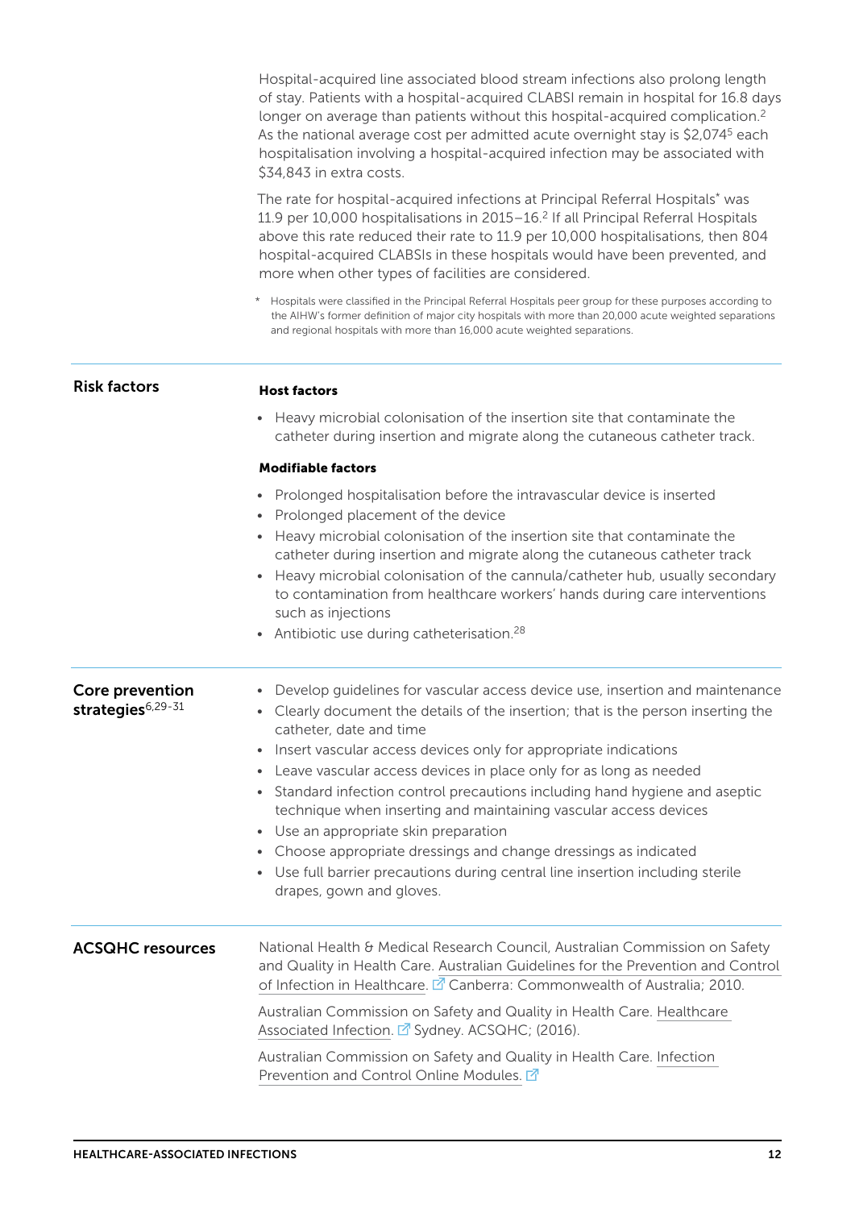Hospital-acquired line associated blood stream infections also prolong length of stay. Patients with a hospital-acquired CLABSI remain in hospital for 16.8 days longer on average than patients without this hospital-acquired complication.[2] As the national average cost per admitted acute overnight stay is $2,074[5] each hospitalisation involving a hospital-acquired infection may be associated with $34,843 in extra costs.

The rate for hospital-acquired infections at Principal Referral Hospitals* was 11.9 per 10,000 hospitalisations in 2015–16.[2] If all Principal Referral Hospitals above this rate reduced their rate to 11.9 per 10,000 hospitalisations, then 804 hospital-acquired CLABSIs in these hospitals would have been prevented, and more when other types of facilities are considered.

\* Hospitals were classified in the Principal Referral Hospitals peer group for these purposes according to the AIHW's former definition of major city hospitals with more than 20,000 acute weighted separations and regional hospitals with more than 16,000 acute weighted separations.

## Risk factors

**Host factors**

- Heavy microbial colonisation of the insertion site that contaminate the catheter during insertion and migrate along the cutaneous catheter track.

**Modifiable factors**

- Prolonged hospitalisation before the intravascular device is inserted
- Prolonged placement of the device
- Heavy microbial colonisation of the insertion site that contaminate the catheter during insertion and migrate along the cutaneous catheter track
- Heavy microbial colonisation of the cannula/catheter hub, usually secondary to contamination from healthcare workers' hands during care interventions such as injections
- Antibiotic use during catheterisation.[28]

## Core prevention strategies[6,29-31]

- Develop guidelines for vascular access device use, insertion and maintenance
- Clearly document the details of the insertion; that is the person inserting the catheter, date and time
- Insert vascular access devices only for appropriate indications
- Leave vascular access devices in place only for as long as needed
- Standard infection control precautions including hand hygiene and aseptic technique when inserting and maintaining vascular access devices
- Use an appropriate skin preparation
- Choose appropriate dressings and change dressings as indicated
- Use full barrier precautions during central line insertion including sterile drapes, gown and gloves.

## ACSQHC resources

National Health & Medical Research Council, Australian Commission on Safety and Quality in Health Care. Australian Guidelines for the Prevention and Control of Infection in Healthcare. Canberra: Commonwealth of Australia; 2010.

Australian Commission on Safety and Quality in Health Care. Healthcare Associated Infection. Sydney. ACSQHC; (2016).

Australian Commission on Safety and Quality in Health Care. Infection Prevention and Control Online Modules.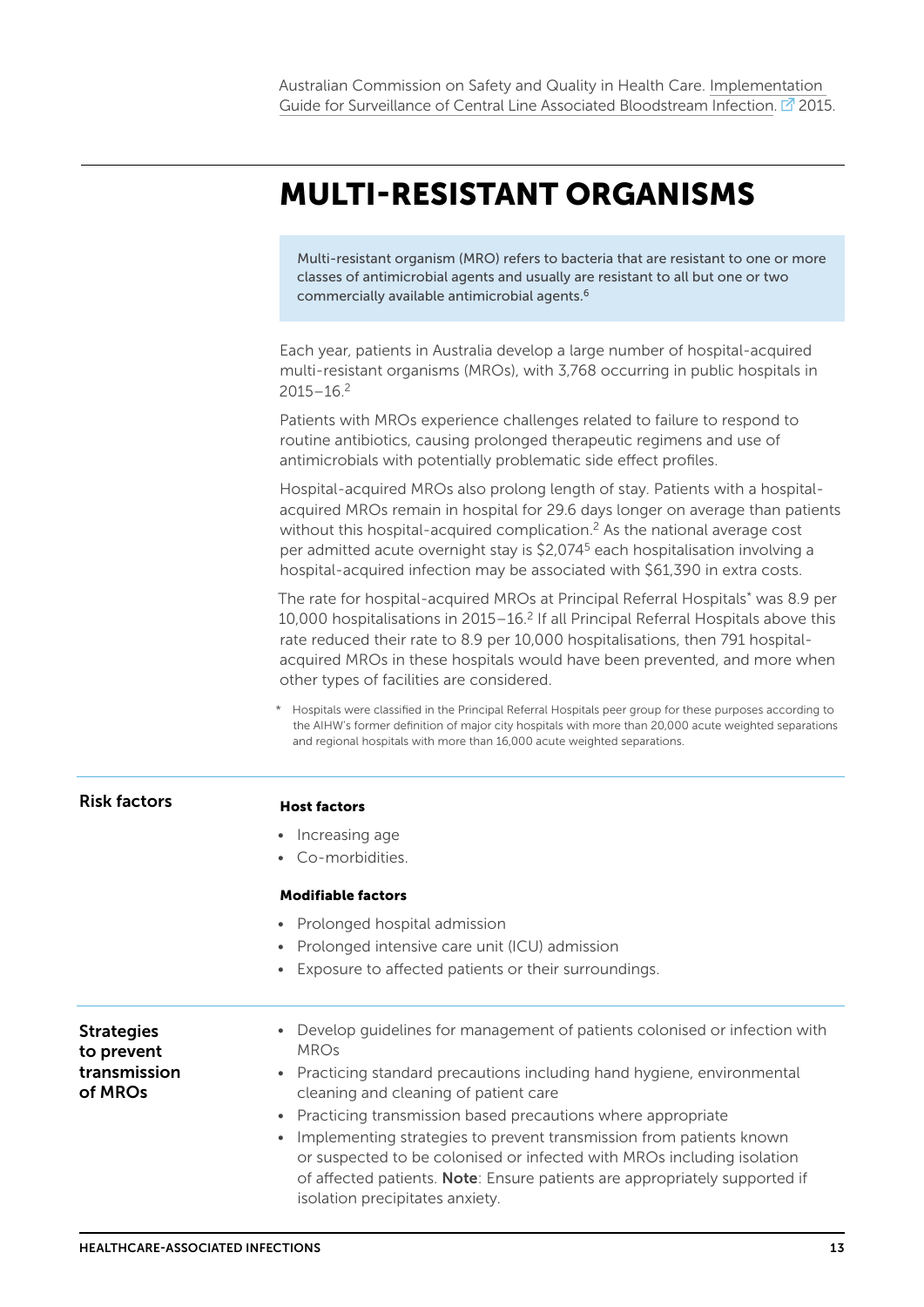Australian Commission on Safety and Quality in Health Care. Implementation Guide for Surveillance of Central Line Associated Bloodstream Infection. 2015.

# MULTI-RESISTANT ORGANISMS

Multi-resistant organism (MRO) refers to bacteria that are resistant to one or more classes of antimicrobial agents and usually are resistant to all but one or two commercially available antimicrobial agents.[6]

Each year, patients in Australia develop a large number of hospital-acquired multi-resistant organisms (MROs), with 3,768 occurring in public hospitals in 2015–16.[2]

Patients with MROs experience challenges related to failure to respond to routine antibiotics, causing prolonged therapeutic regimens and use of antimicrobials with potentially problematic side effect profiles.

Hospital-acquired MROs also prolong length of stay. Patients with a hospital-acquired MROs remain in hospital for 29.6 days longer on average than patients without this hospital-acquired complication.[2] As the national average cost per admitted acute overnight stay is $2,074[5] each hospitalisation involving a hospital-acquired infection may be associated with $61,390 in extra costs.

The rate for hospital-acquired MROs at Principal Referral Hospitals* was 8.9 per 10,000 hospitalisations in 2015–16.[2] If all Principal Referral Hospitals above this rate reduced their rate to 8.9 per 10,000 hospitalisations, then 791 hospital-acquired MROs in these hospitals would have been prevented, and more when other types of facilities are considered.

\* Hospitals were classified in the Principal Referral Hospitals peer group for these purposes according to the AIHW's former definition of major city hospitals with more than 20,000 acute weighted separations and regional hospitals with more than 16,000 acute weighted separations.

## Risk factors

**Host factors**

- Increasing age
- Co-morbidities.

**Modifiable factors**

- Prolonged hospital admission
- Prolonged intensive care unit (ICU) admission
- Exposure to affected patients or their surroundings.

## Strategies to prevent transmission of MROs

- Develop guidelines for management of patients colonised or infection with MROs
- Practicing standard precautions including hand hygiene, environmental cleaning and cleaning of patient care
- Practicing transmission based precautions where appropriate
- Implementing strategies to prevent transmission from patients known or suspected to be colonised or infected with MROs including isolation of affected patients. **Note**: Ensure patients are appropriately supported if isolation precipitates anxiety.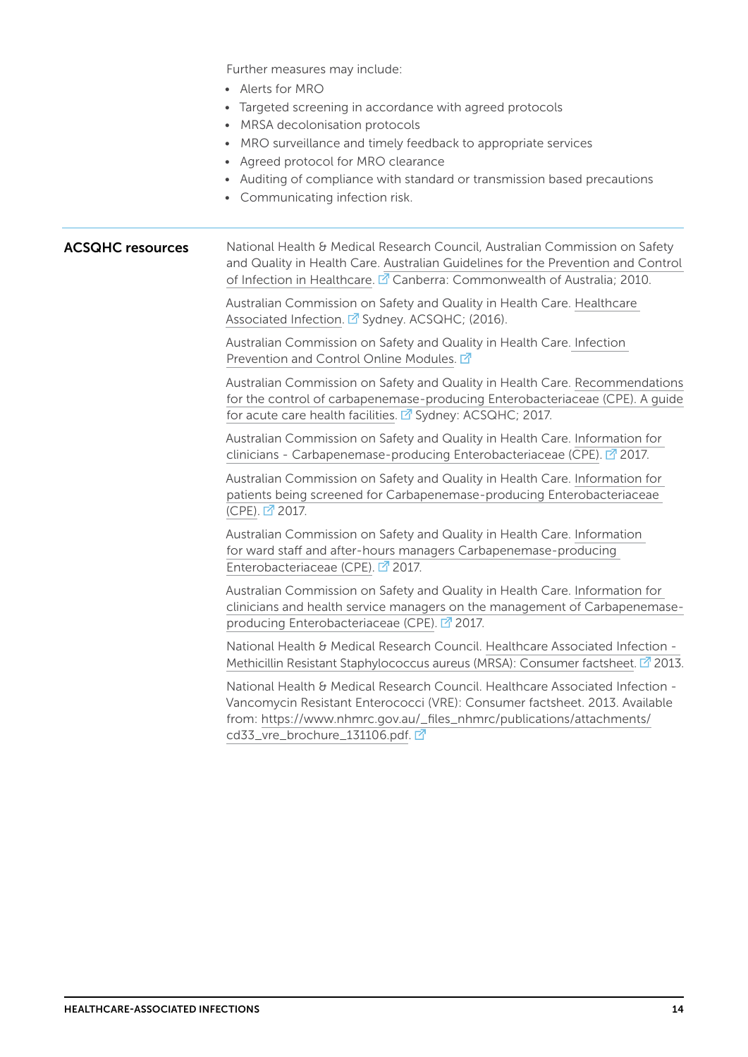Further measures may include:

- Alerts for MRO
- Targeted screening in accordance with agreed protocols
- MRSA decolonisation protocols
- MRO surveillance and timely feedback to appropriate services
- Agreed protocol for MRO clearance
- Auditing of compliance with standard or transmission based precautions
- Communicating infection risk.

## ACSQHC resources

National Health & Medical Research Council, Australian Commission on Safety and Quality in Health Care. Australian Guidelines for the Prevention and Control of Infection in Healthcare. Canberra: Commonwealth of Australia; 2010.

Australian Commission on Safety and Quality in Health Care. Healthcare Associated Infection. Sydney. ACSQHC; (2016).

Australian Commission on Safety and Quality in Health Care. Infection Prevention and Control Online Modules.

Australian Commission on Safety and Quality in Health Care. Recommendations for the control of carbapenemase-producing Enterobacteriaceae (CPE). A guide for acute care health facilities. Sydney: ACSQHC; 2017.

Australian Commission on Safety and Quality in Health Care. Information for clinicians - Carbapenemase-producing Enterobacteriaceae (CPE). 2017.

Australian Commission on Safety and Quality in Health Care. Information for patients being screened for Carbapenemase-producing Enterobacteriaceae (CPE). 2017.

Australian Commission on Safety and Quality in Health Care. Information for ward staff and after-hours managers Carbapenemase-producing Enterobacteriaceae (CPE). 2017.

Australian Commission on Safety and Quality in Health Care. Information for clinicians and health service managers on the management of Carbapenemase-producing Enterobacteriaceae (CPE). 2017.

National Health & Medical Research Council. Healthcare Associated Infection - Methicillin Resistant Staphylococcus aureus (MRSA): Consumer factsheet. 2013.

National Health & Medical Research Council. Healthcare Associated Infection - Vancomycin Resistant Enterococci (VRE): Consumer factsheet. 2013. Available from: https://www.nhmrc.gov.au/_files_nhmrc/publications/attachments/cd33_vre_brochure_131106.pdf.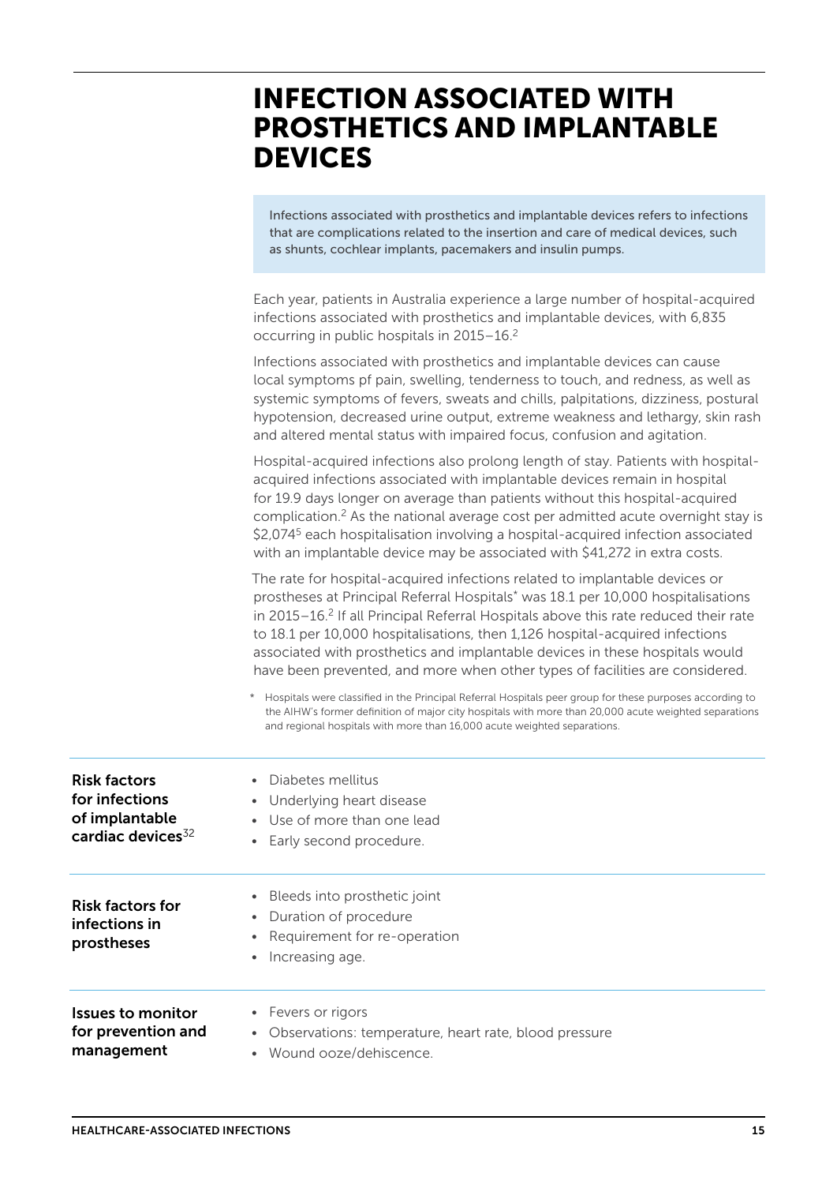# INFECTION ASSOCIATED WITH PROSTHETICS AND IMPLANTABLE DEVICES

Infections associated with prosthetics and implantable devices refers to infections that are complications related to the insertion and care of medical devices, such as shunts, cochlear implants, pacemakers and insulin pumps.

Each year, patients in Australia experience a large number of hospital-acquired infections associated with prosthetics and implantable devices, with 6,835 occurring in public hospitals in 2015–16.[2]

Infections associated with prosthetics and implantable devices can cause local symptoms pf pain, swelling, tenderness to touch, and redness, as well as systemic symptoms of fevers, sweats and chills, palpitations, dizziness, postural hypotension, decreased urine output, extreme weakness and lethargy, skin rash and altered mental status with impaired focus, confusion and agitation.

Hospital-acquired infections also prolong length of stay. Patients with hospital-acquired infections associated with implantable devices remain in hospital for 19.9 days longer on average than patients without this hospital-acquired complication.[2] As the national average cost per admitted acute overnight stay is $2,074[5] each hospitalisation involving a hospital-acquired infection associated with an implantable device may be associated with $41,272 in extra costs.

The rate for hospital-acquired infections related to implantable devices or prostheses at Principal Referral Hospitals* was 18.1 per 10,000 hospitalisations in 2015–16.[2] If all Principal Referral Hospitals above this rate reduced their rate to 18.1 per 10,000 hospitalisations, then 1,126 hospital-acquired infections associated with prosthetics and implantable devices in these hospitals would have been prevented, and more when other types of facilities are considered.

\* Hospitals were classified in the Principal Referral Hospitals peer group for these purposes according to the AIHW's former definition of major city hospitals with more than 20,000 acute weighted separations and regional hospitals with more than 16,000 acute weighted separations.

**Risk factors for infections of implantable cardiac devices**[32]

- Diabetes mellitus
- Underlying heart disease
- Use of more than one lead
- Early second procedure.

**Risk factors for infections in prostheses**

- Bleeds into prosthetic joint
- Duration of procedure
- Requirement for re-operation
- Increasing age.

**Issues to monitor for prevention and management**

- Fevers or rigors
- Observations: temperature, heart rate, blood pressure
- Wound ooze/dehiscence.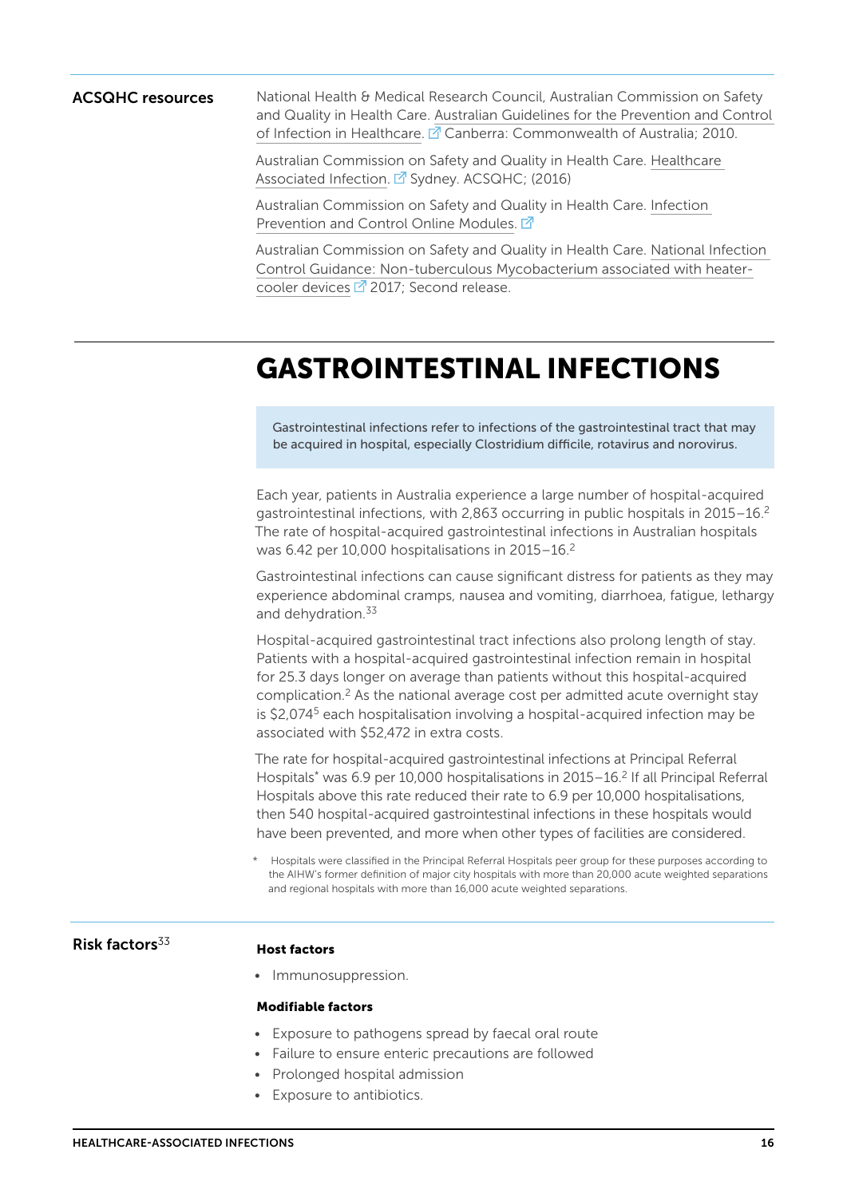**ACSQHC resources**

National Health & Medical Research Council, Australian Commission on Safety and Quality in Health Care. Australian Guidelines for the Prevention and Control of Infection in Healthcare. Canberra: Commonwealth of Australia; 2010.

Australian Commission on Safety and Quality in Health Care. Healthcare Associated Infection. Sydney. ACSQHC; (2016)

Australian Commission on Safety and Quality in Health Care. Infection Prevention and Control Online Modules.

Australian Commission on Safety and Quality in Health Care. National Infection Control Guidance: Non-tuberculous Mycobacterium associated with heater-cooler devices 2017; Second release.

# GASTROINTESTINAL INFECTIONS

Gastrointestinal infections refer to infections of the gastrointestinal tract that may be acquired in hospital, especially Clostridium difficile, rotavirus and norovirus.

Each year, patients in Australia experience a large number of hospital-acquired gastrointestinal infections, with 2,863 occurring in public hospitals in 2015–16.[2] The rate of hospital-acquired gastrointestinal infections in Australian hospitals was 6.42 per 10,000 hospitalisations in 2015–16.[2]

Gastrointestinal infections can cause significant distress for patients as they may experience abdominal cramps, nausea and vomiting, diarrhoea, fatigue, lethargy and dehydration.[33]

Hospital-acquired gastrointestinal tract infections also prolong length of stay. Patients with a hospital-acquired gastrointestinal infection remain in hospital for 25.3 days longer on average than patients without this hospital-acquired complication.[2] As the national average cost per admitted acute overnight stay is $2,074[5] each hospitalisation involving a hospital-acquired infection may be associated with $52,472 in extra costs.

The rate for hospital-acquired gastrointestinal infections at Principal Referral Hospitals* was 6.9 per 10,000 hospitalisations in 2015–16.[2] If all Principal Referral Hospitals above this rate reduced their rate to 6.9 per 10,000 hospitalisations, then 540 hospital-acquired gastrointestinal infections in these hospitals would have been prevented, and more when other types of facilities are considered.

\* Hospitals were classified in the Principal Referral Hospitals peer group for these purposes according to the AIHW's former definition of major city hospitals with more than 20,000 acute weighted separations and regional hospitals with more than 16,000 acute weighted separations.

**Risk factors**[33]

**Host factors**

- Immunosuppression.

**Modifiable factors**

- Exposure to pathogens spread by faecal oral route
- Failure to ensure enteric precautions are followed
- Prolonged hospital admission
- Exposure to antibiotics.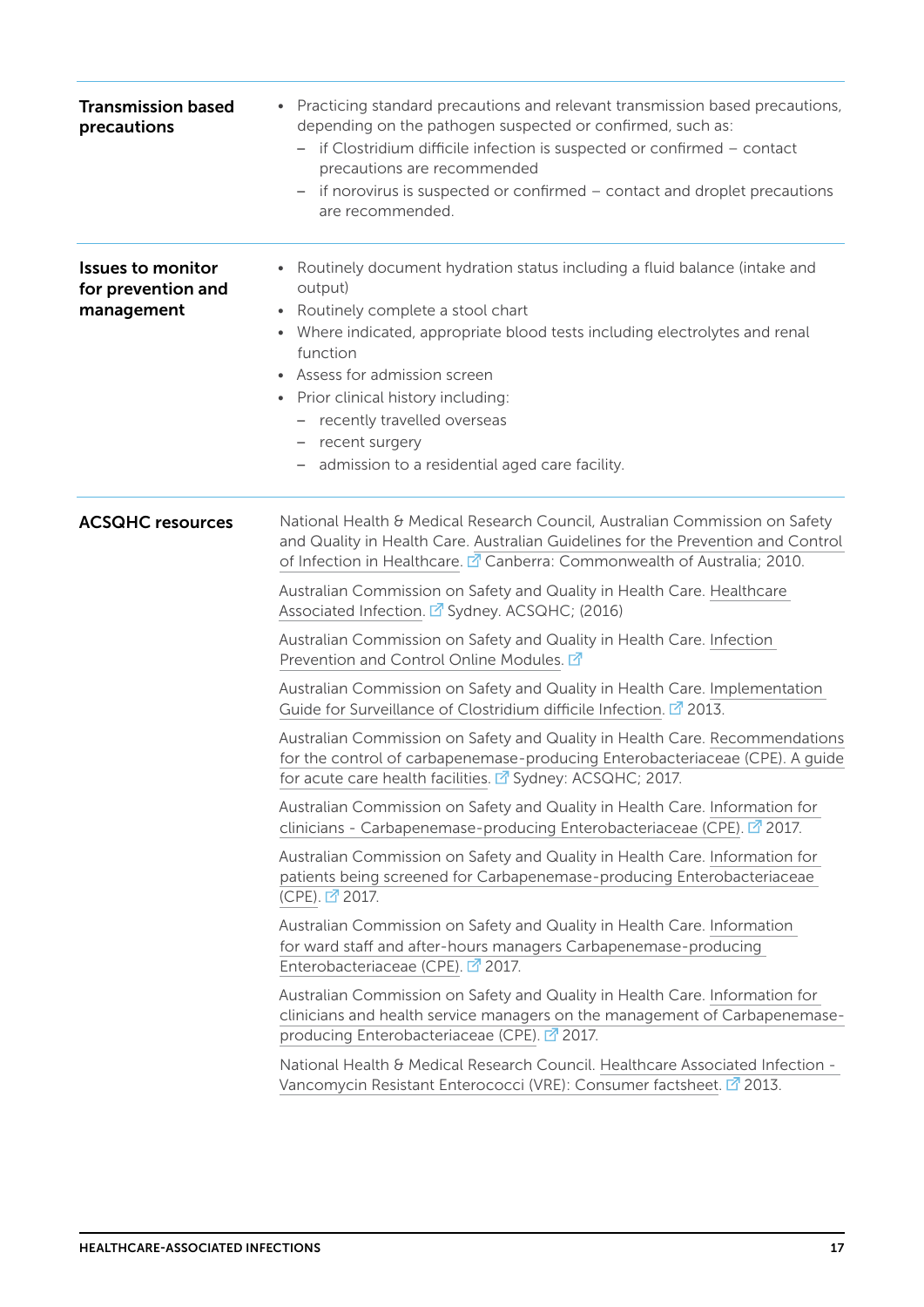| | |
|---|---|
| **Transmission based precautions** | • Practicing standard precautions and relevant transmission based precautions, depending on the pathogen suspected or confirmed, such as:<br>– if Clostridium difficile infection is suspected or confirmed – contact precautions are recommended<br>– if norovirus is suspected or confirmed – contact and droplet precautions are recommended. |
| **Issues to monitor for prevention and management** | • Routinely document hydration status including a fluid balance (intake and output)<br>• Routinely complete a stool chart<br>• Where indicated, appropriate blood tests including electrolytes and renal function<br>• Assess for admission screen<br>• Prior clinical history including:<br>– recently travelled overseas<br>– recent surgery<br>– admission to a residential aged care facility. |

**ACSQHC resources**

National Health & Medical Research Council, Australian Commission on Safety and Quality in Health Care. Australian Guidelines for the Prevention and Control of Infection in Healthcare. Canberra: Commonwealth of Australia; 2010.

Australian Commission on Safety and Quality in Health Care. Healthcare Associated Infection. Sydney. ACSQHC; (2016)

Australian Commission on Safety and Quality in Health Care. Infection Prevention and Control Online Modules.

Australian Commission on Safety and Quality in Health Care. Implementation Guide for Surveillance of Clostridium difficile Infection. 2013.

Australian Commission on Safety and Quality in Health Care. Recommendations for the control of carbapenemase-producing Enterobacteriaceae (CPE). A guide for acute care health facilities. Sydney: ACSQHC; 2017.

Australian Commission on Safety and Quality in Health Care. Information for clinicians - Carbapenemase-producing Enterobacteriaceae (CPE). 2017.

Australian Commission on Safety and Quality in Health Care. Information for patients being screened for Carbapenemase-producing Enterobacteriaceae (CPE). 2017.

Australian Commission on Safety and Quality in Health Care. Information for ward staff and after-hours managers Carbapenemase-producing Enterobacteriaceae (CPE). 2017.

Australian Commission on Safety and Quality in Health Care. Information for clinicians and health service managers on the management of Carbapenemase-producing Enterobacteriaceae (CPE). 2017.

National Health & Medical Research Council. Healthcare Associated Infection - Vancomycin Resistant Enterococci (VRE): Consumer factsheet. 2013.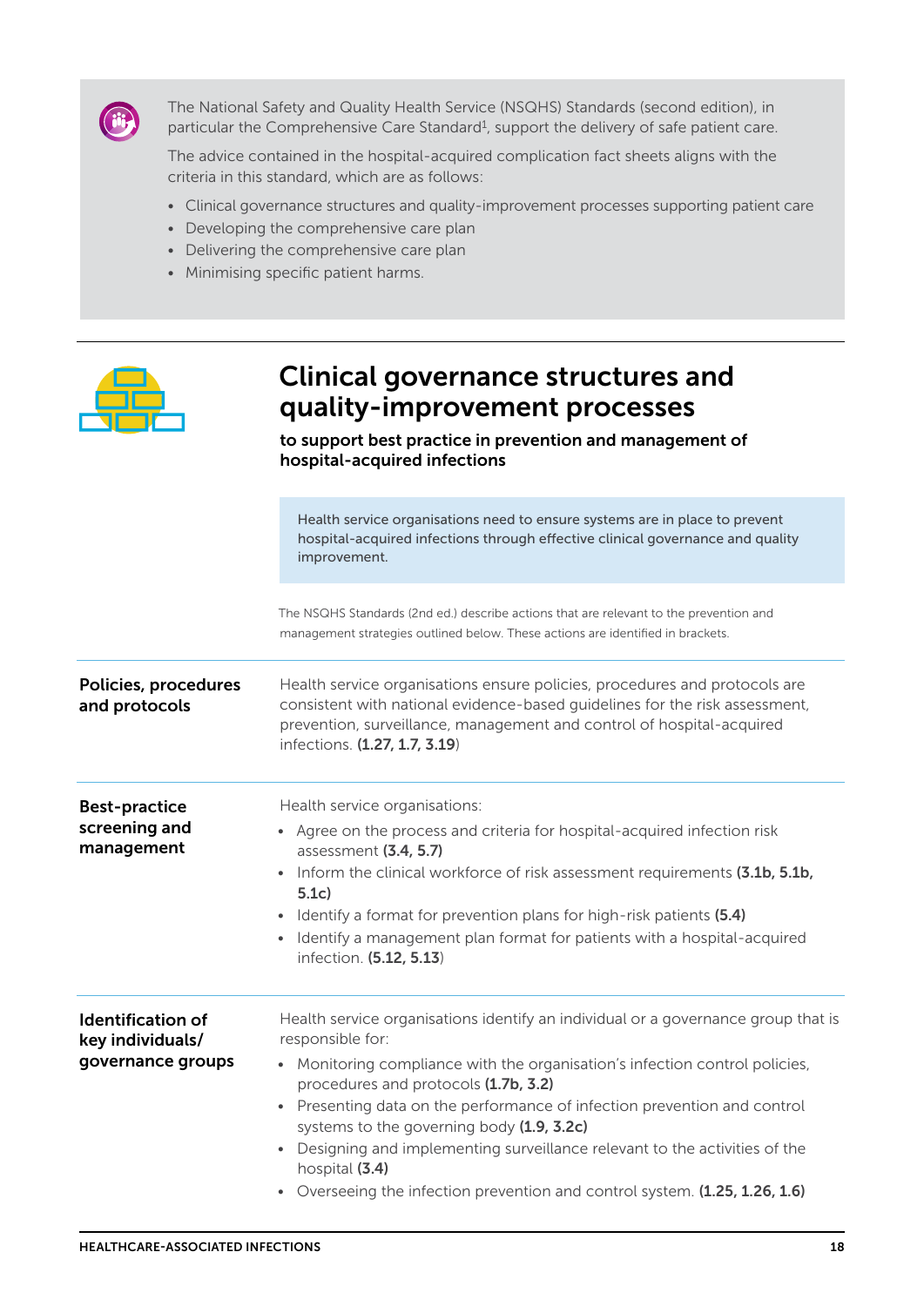The National Safety and Quality Health Service (NSQHS) Standards (second edition), in particular the Comprehensive Care Standard[1], support the delivery of safe patient care.

The advice contained in the hospital-acquired complication fact sheets aligns with the criteria in this standard, which are as follows:

- Clinical governance structures and quality-improvement processes supporting patient care
- Developing the comprehensive care plan
- Delivering the comprehensive care plan
- Minimising specific patient harms.

## Clinical governance structures and quality-improvement processes

**to support best practice in prevention and management of hospital-acquired infections**

Health service organisations need to ensure systems are in place to prevent hospital-acquired infections through effective clinical governance and quality improvement.

The NSQHS Standards (2nd ed.) describe actions that are relevant to the prevention and management strategies outlined below. These actions are identified in brackets.

### Policies, procedures and protocols

Health service organisations ensure policies, procedures and protocols are consistent with national evidence-based guidelines for the risk assessment, prevention, surveillance, management and control of hospital-acquired infections. (**1.27, 1.7, 3.19**)

### Best-practice screening and management

Health service organisations:

- Agree on the process and criteria for hospital-acquired infection risk assessment **(3.4, 5.7)**
- Inform the clinical workforce of risk assessment requirements **(3.1b, 5.1b, 5.1c)**
- Identify a format for prevention plans for high-risk patients **(5.4)**
- Identify a management plan format for patients with a hospital-acquired infection. (**5.12, 5.13**)

### Identification of key individuals/ governance groups

Health service organisations identify an individual or a governance group that is responsible for:

- Monitoring compliance with the organisation's infection control policies, procedures and protocols **(1.7b, 3.2)**
- Presenting data on the performance of infection prevention and control systems to the governing body **(1.9, 3.2c)**
- Designing and implementing surveillance relevant to the activities of the hospital **(3.4)**
- Overseeing the infection prevention and control system. **(1.25, 1.26, 1.6)**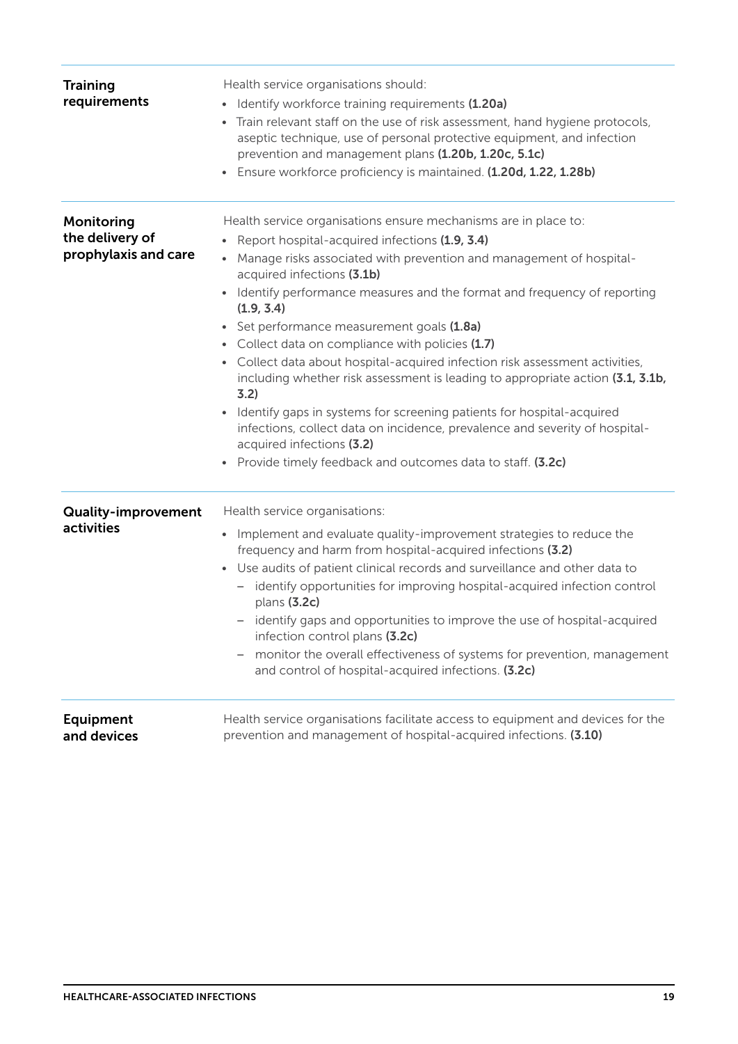| | |
|---|---|
| **Training requirements** | Health service organisations should:<br>• Identify workforce training requirements **(1.20a)**<br>• Train relevant staff on the use of risk assessment, hand hygiene protocols, aseptic technique, use of personal protective equipment, and infection prevention and management plans **(1.20b, 1.20c, 5.1c)**<br>• Ensure workforce proficiency is maintained. **(1.20d, 1.22, 1.28b)** |
| **Monitoring the delivery of prophylaxis and care** | Health service organisations ensure mechanisms are in place to:<br>• Report hospital-acquired infections **(1.9, 3.4)**<br>• Manage risks associated with prevention and management of hospital-acquired infections **(3.1b)**<br>• Identify performance measures and the format and frequency of reporting **(1.9, 3.4)**<br>• Set performance measurement goals **(1.8a)**<br>• Collect data on compliance with policies **(1.7)**<br>• Collect data about hospital-acquired infection risk assessment activities, including whether risk assessment is leading to appropriate action **(3.1, 3.1b, 3.2)**<br>• Identify gaps in systems for screening patients for hospital-acquired infections, collect data on incidence, prevalence and severity of hospital-acquired infections **(3.2)**<br>• Provide timely feedback and outcomes data to staff. **(3.2c)** |
| **Quality-improvement activities** | Health service organisations:<br>• Implement and evaluate quality-improvement strategies to reduce the frequency and harm from hospital-acquired infections **(3.2)**<br>• Use audits of patient clinical records and surveillance and other data to<br>&nbsp;&nbsp;– identify opportunities for improving hospital-acquired infection control plans **(3.2c)**<br>&nbsp;&nbsp;– identify gaps and opportunities to improve the use of hospital-acquired infection control plans **(3.2c)**<br>&nbsp;&nbsp;– monitor the overall effectiveness of systems for prevention, management and control of hospital-acquired infections. **(3.2c)** |
| **Equipment and devices** | Health service organisations facilitate access to equipment and devices for the prevention and management of hospital-acquired infections. **(3.10)** |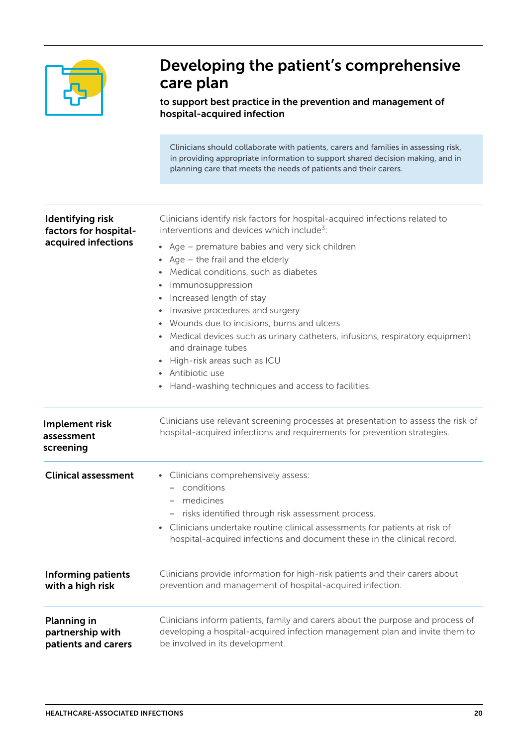# Developing the patient's comprehensive care plan

**to support best practice in the prevention and management of hospital-acquired infection**

> Clinicians should collaborate with patients, carers and families in assessing risk, in providing appropriate information to support shared decision making, and in planning care that meets the needs of patients and their carers.

### Identifying risk factors for hospital-acquired infections

Clinicians identify risk factors for hospital-acquired infections related to interventions and devices which include[3]:

- Age – premature babies and very sick children
- Age – the frail and the elderly
- Medical conditions, such as diabetes
- Immunosuppression
- Increased length of stay
- Invasive procedures and surgery
- Wounds due to incisions, burns and ulcers
- Medical devices such as urinary catheters, infusions, respiratory equipment and drainage tubes
- High-risk areas such as ICU
- Antibiotic use
- Hand-washing techniques and access to facilities.

### Implement risk assessment screening

Clinicians use relevant screening processes at presentation to assess the risk of hospital-acquired infections and requirements for prevention strategies.

### Clinical assessment

- Clinicians comprehensively assess:
  - conditions
  - medicines
  - risks identified through risk assessment process.
- Clinicians undertake routine clinical assessments for patients at risk of hospital-acquired infections and document these in the clinical record.

### Informing patients with a high risk

Clinicians provide information for high-risk patients and their carers about prevention and management of hospital-acquired infection.

### Planning in partnership with patients and carers

Clinicians inform patients, family and carers about the purpose and process of developing a hospital-acquired infection management plan and invite them to be involved in its development.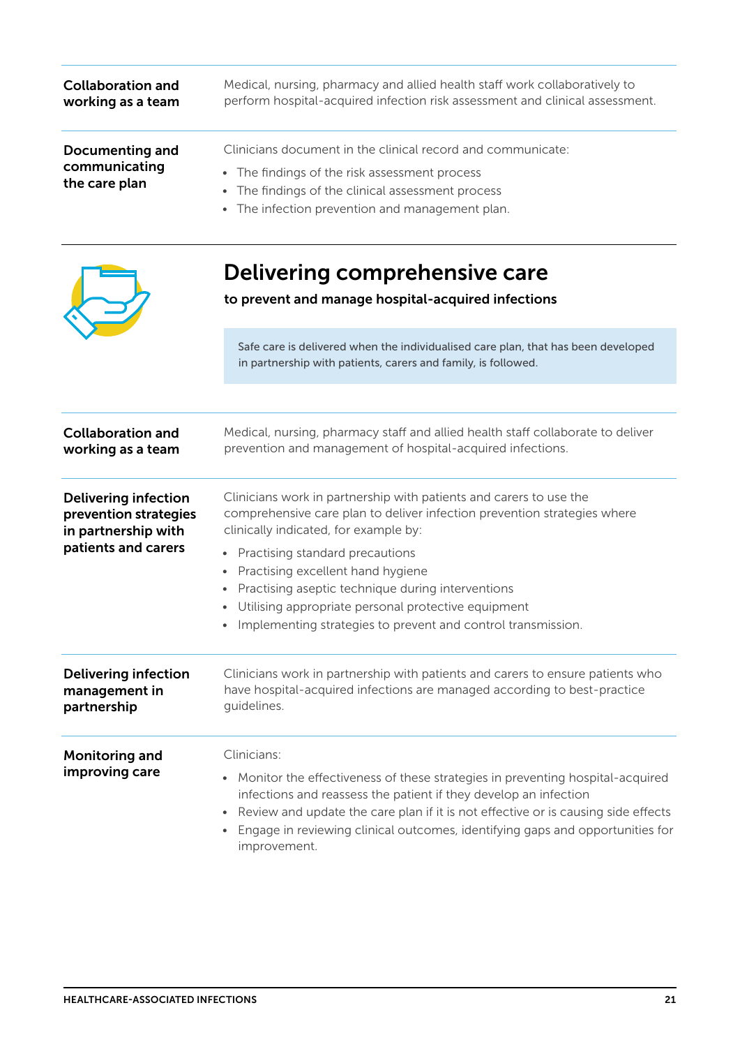| | |
|---|---|
| **Collaboration and working as a team** | Medical, nursing, pharmacy and allied health staff work collaboratively to perform hospital-acquired infection risk assessment and clinical assessment. |
| **Documenting and communicating the care plan** | Clinicians document in the clinical record and communicate:<br>• The findings of the risk assessment process<br>• The findings of the clinical assessment process<br>• The infection prevention and management plan. |

## Delivering comprehensive care

**to prevent and manage hospital-acquired infections**

> Safe care is delivered when the individualised care plan, that has been developed in partnership with patients, carers and family, is followed.

| | |
|---|---|
| **Collaboration and working as a team** | Medical, nursing, pharmacy staff and allied health staff collaborate to deliver prevention and management of hospital-acquired infections. |
| **Delivering infection prevention strategies in partnership with patients and carers** | Clinicians work in partnership with patients and carers to use the comprehensive care plan to deliver infection prevention strategies where clinically indicated, for example by:<br>• Practising standard precautions<br>• Practising excellent hand hygiene<br>• Practising aseptic technique during interventions<br>• Utilising appropriate personal protective equipment<br>• Implementing strategies to prevent and control transmission. |
| **Delivering infection management in partnership** | Clinicians work in partnership with patients and carers to ensure patients who have hospital-acquired infections are managed according to best-practice guidelines. |
| **Monitoring and improving care** | Clinicians:<br>• Monitor the effectiveness of these strategies in preventing hospital-acquired infections and reassess the patient if they develop an infection<br>• Review and update the care plan if it is not effective or is causing side effects<br>• Engage in reviewing clinical outcomes, identifying gaps and opportunities for improvement. |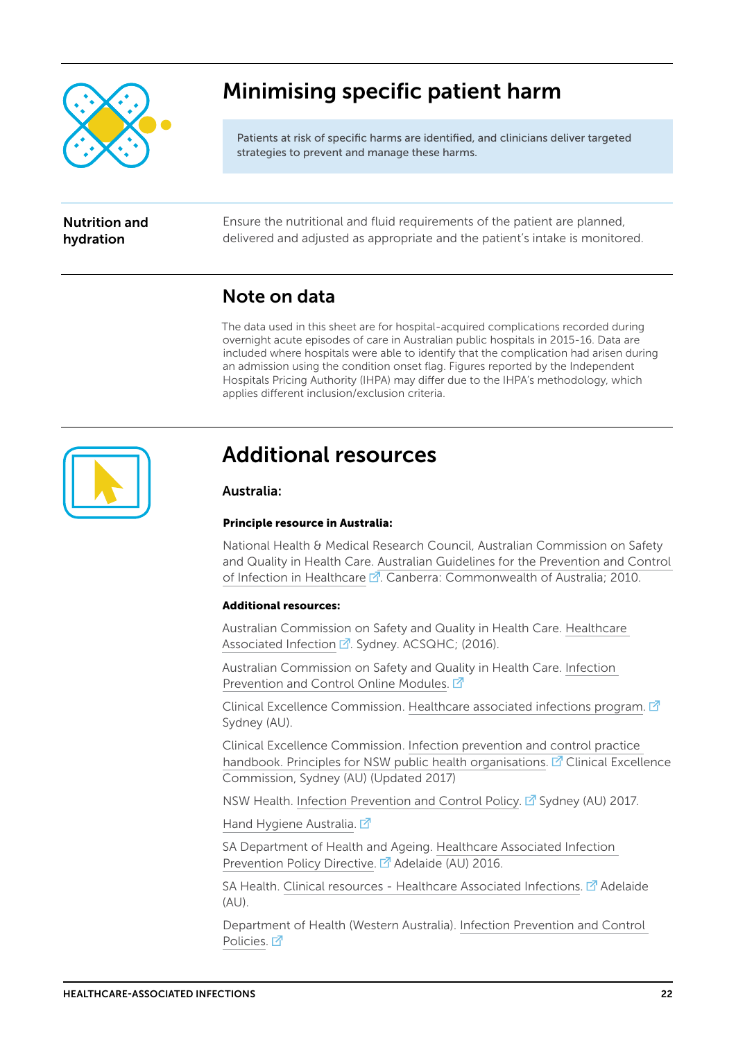## Minimising specific patient harm

Patients at risk of specific harms are identified, and clinicians deliver targeted strategies to prevent and manage these harms.

**Nutrition and hydration**

Ensure the nutritional and fluid requirements of the patient are planned, delivered and adjusted as appropriate and the patient's intake is monitored.

## Note on data

The data used in this sheet are for hospital-acquired complications recorded during overnight acute episodes of care in Australian public hospitals in 2015-16. Data are included where hospitals were able to identify that the complication had arisen during an admission using the condition onset flag. Figures reported by the Independent Hospitals Pricing Authority (IHPA) may differ due to the IHPA's methodology, which applies different inclusion/exclusion criteria.

## Additional resources

### Australia:

**Principle resource in Australia:**

National Health & Medical Research Council, Australian Commission on Safety and Quality in Health Care. Australian Guidelines for the Prevention and Control of Infection in Healthcare. Canberra: Commonwealth of Australia; 2010.

**Additional resources:**

Australian Commission on Safety and Quality in Health Care. Healthcare Associated Infection. Sydney. ACSQHC; (2016).

Australian Commission on Safety and Quality in Health Care. Infection Prevention and Control Online Modules.

Clinical Excellence Commission. Healthcare associated infections program. Sydney (AU).

Clinical Excellence Commission. Infection prevention and control practice handbook. Principles for NSW public health organisations. Clinical Excellence Commission, Sydney (AU) (Updated 2017)

NSW Health. Infection Prevention and Control Policy. Sydney (AU) 2017.

Hand Hygiene Australia.

SA Department of Health and Ageing. Healthcare Associated Infection Prevention Policy Directive. Adelaide (AU) 2016.

SA Health. Clinical resources - Healthcare Associated Infections. Adelaide (AU).

Department of Health (Western Australia). Infection Prevention and Control Policies.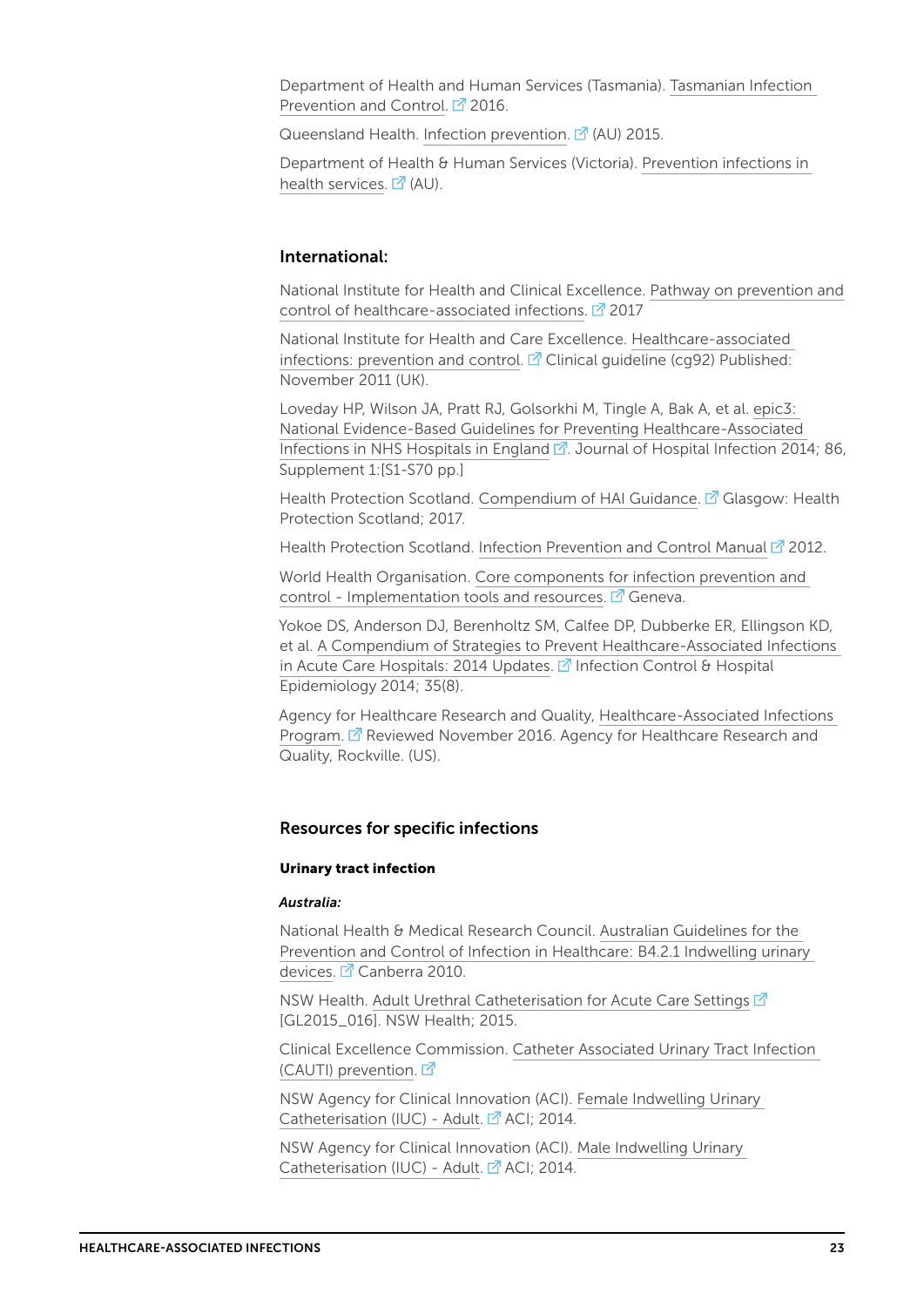Department of Health and Human Services (Tasmania). Tasmanian Infection Prevention and Control. 2016.

Queensland Health. Infection prevention. (AU) 2015.

Department of Health & Human Services (Victoria). Prevention infections in health services. (AU).

### International:

National Institute for Health and Clinical Excellence. Pathway on prevention and control of healthcare-associated infections. 2017

National Institute for Health and Care Excellence. Healthcare-associated infections: prevention and control. Clinical guideline (cg92) Published: November 2011 (UK).

Loveday HP, Wilson JA, Pratt RJ, Golsorkhi M, Tingle A, Bak A, et al. epic3: National Evidence-Based Guidelines for Preventing Healthcare-Associated Infections in NHS Hospitals in England. Journal of Hospital Infection 2014; 86, Supplement 1:[S1-S70 pp.]

Health Protection Scotland. Compendium of HAI Guidance. Glasgow: Health Protection Scotland; 2017.

Health Protection Scotland. Infection Prevention and Control Manual 2012.

World Health Organisation. Core components for infection prevention and control - Implementation tools and resources. Geneva.

Yokoe DS, Anderson DJ, Berenholtz SM, Calfee DP, Dubberke ER, Ellingson KD, et al. A Compendium of Strategies to Prevent Healthcare-Associated Infections in Acute Care Hospitals: 2014 Updates. Infection Control & Hospital Epidemiology 2014; 35(8).

Agency for Healthcare Research and Quality, Healthcare-Associated Infections Program. Reviewed November 2016. Agency for Healthcare Research and Quality, Rockville. (US).

## Resources for specific infections

#### Urinary tract infection

***Australia:***

National Health & Medical Research Council. Australian Guidelines for the Prevention and Control of Infection in Healthcare: B4.2.1 Indwelling urinary devices. Canberra 2010.

NSW Health. Adult Urethral Catheterisation for Acute Care Settings [GL2015_016]. NSW Health; 2015.

Clinical Excellence Commission. Catheter Associated Urinary Tract Infection (CAUTI) prevention.

NSW Agency for Clinical Innovation (ACI). Female Indwelling Urinary Catheterisation (IUC) - Adult. ACI; 2014.

NSW Agency for Clinical Innovation (ACI). Male Indwelling Urinary Catheterisation (IUC) - Adult. ACI; 2014.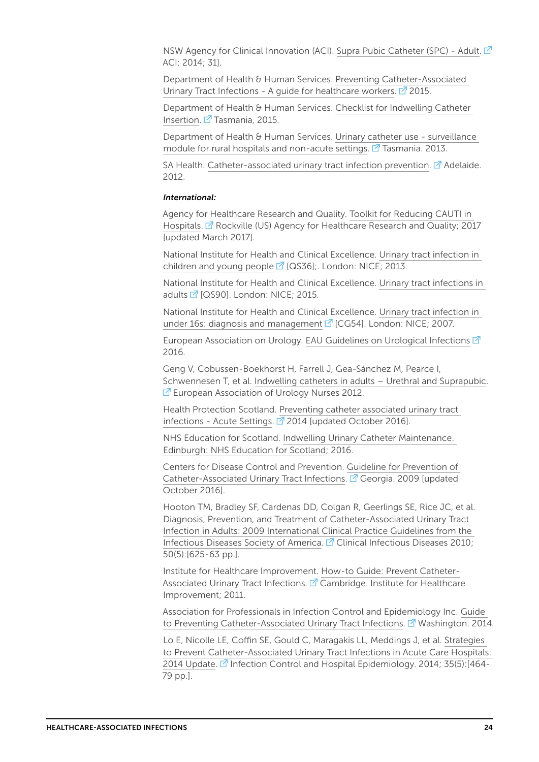NSW Agency for Clinical Innovation (ACI). Supra Pubic Catheter (SPC) - Adult. ACI; 2014; 31].

Department of Health & Human Services. Preventing Catheter-Associated Urinary Tract Infections - A guide for healthcare workers. 2015.

Department of Health & Human Services. Checklist for Indwelling Catheter Insertion. Tasmania, 2015.

Department of Health & Human Services. Urinary catheter use - surveillance module for rural hospitals and non-acute settings. Tasmania. 2013.

SA Health. Catheter-associated urinary tract infection prevention. Adelaide. 2012.

***International:***

Agency for Healthcare Research and Quality. Toolkit for Reducing CAUTI in Hospitals. Rockville (US) Agency for Healthcare Research and Quality; 2017 [updated March 2017].

National Institute for Health and Clinical Excellence. Urinary tract infection in children and young people [QS36];. London: NICE; 2013.

National Institute for Health and Clinical Excellence. Urinary tract infections in adults [QS90]. London: NICE; 2015.

National Institute for Health and Clinical Excellence. Urinary tract infection in under 16s: diagnosis and management [CG54]. London: NICE; 2007.

European Association on Urology. EAU Guidelines on Urological Infections 2016.

Geng V, Cobussen-Boekhorst H, Farrell J, Gea-Sánchez M, Pearce I, Schwennesen T, et al. Indwelling catheters in adults – Urethral and Suprapubic. European Association of Urology Nurses 2012.

Health Protection Scotland. Preventing catheter associated urinary tract infections - Acute Settings. 2014 [updated October 2016].

NHS Education for Scotland. Indwelling Urinary Catheter Maintenance. Edinburgh: NHS Education for Scotland; 2016.

Centers for Disease Control and Prevention. Guideline for Prevention of Catheter-Associated Urinary Tract Infections. Georgia. 2009 [updated October 2016].

Hooton TM, Bradley SF, Cardenas DD, Colgan R, Geerlings SE, Rice JC, et al. Diagnosis, Prevention, and Treatment of Catheter-Associated Urinary Tract Infection in Adults: 2009 International Clinical Practice Guidelines from the Infectious Diseases Society of America. Clinical Infectious Diseases 2010; 50(5):[625-63 pp.].

Institute for Healthcare Improvement. How-to Guide: Prevent Catheter-Associated Urinary Tract Infections. Cambridge. Institute for Healthcare Improvement; 2011.

Association for Professionals in Infection Control and Epidemiology Inc. Guide to Preventing Catheter-Associated Urinary Tract Infections. Washington. 2014.

Lo E, Nicolle LE, Coffin SE, Gould C, Maragakis LL, Meddings J, et al. Strategies to Prevent Catheter-Associated Urinary Tract Infections in Acute Care Hospitals: 2014 Update. Infection Control and Hospital Epidemiology. 2014; 35(5):[464-79 pp.].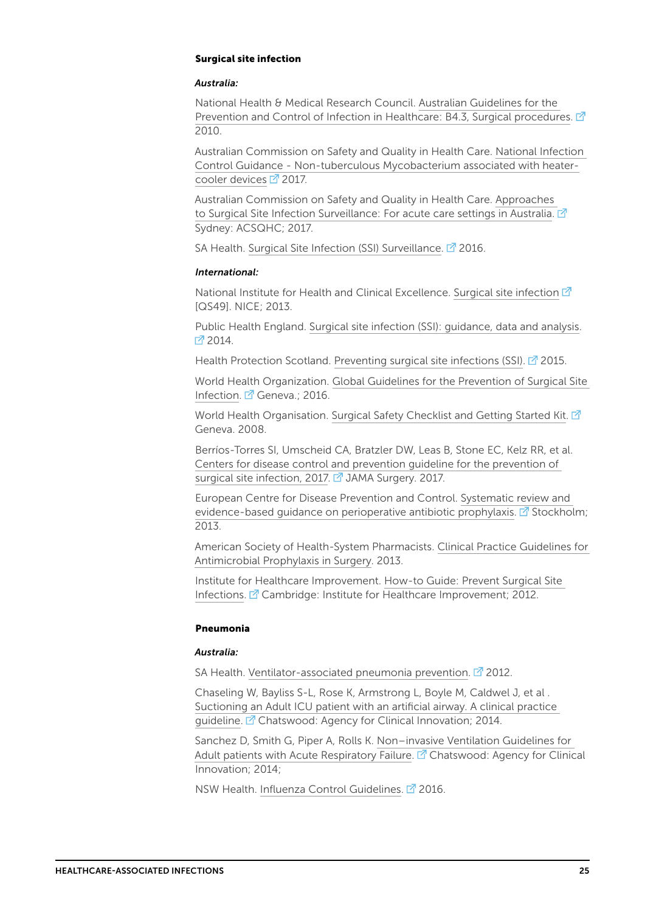### Surgical site infection

***Australia:***

National Health & Medical Research Council. Australian Guidelines for the Prevention and Control of Infection in Healthcare: B4.3, Surgical procedures. 2010.

Australian Commission on Safety and Quality in Health Care. National Infection Control Guidance - Non-tuberculous Mycobacterium associated with heater-cooler devices 2017.

Australian Commission on Safety and Quality in Health Care. Approaches to Surgical Site Infection Surveillance: For acute care settings in Australia. Sydney: ACSQHC; 2017.

SA Health. Surgical Site Infection (SSI) Surveillance. 2016.

***International:***

National Institute for Health and Clinical Excellence. Surgical site infection [QS49]. NICE; 2013.

Public Health England. Surgical site infection (SSI): guidance, data and analysis. 2014.

Health Protection Scotland. Preventing surgical site infections (SSI). 2015.

World Health Organization. Global Guidelines for the Prevention of Surgical Site Infection. Geneva.; 2016.

World Health Organisation. Surgical Safety Checklist and Getting Started Kit. Geneva. 2008.

Berríos-Torres SI, Umscheid CA, Bratzler DW, Leas B, Stone EC, Kelz RR, et al. Centers for disease control and prevention guideline for the prevention of surgical site infection, 2017. JAMA Surgery. 2017.

European Centre for Disease Prevention and Control. Systematic review and evidence-based guidance on perioperative antibiotic prophylaxis. Stockholm; 2013.

American Society of Health-System Pharmacists. Clinical Practice Guidelines for Antimicrobial Prophylaxis in Surgery. 2013.

Institute for Healthcare Improvement. How-to Guide: Prevent Surgical Site Infections. Cambridge: Institute for Healthcare Improvement; 2012.

### Pneumonia

***Australia:***

SA Health. Ventilator-associated pneumonia prevention. 2012.

Chaseling W, Bayliss S-L, Rose K, Armstrong L, Boyle M, Caldwel J, et al . Suctioning an Adult ICU patient with an artificial airway. A clinical practice guideline. Chatswood: Agency for Clinical Innovation; 2014.

Sanchez D, Smith G, Piper A, Rolls K. Non–invasive Ventilation Guidelines for Adult patients with Acute Respiratory Failure. Chatswood: Agency for Clinical Innovation; 2014;

NSW Health. Influenza Control Guidelines. 2016.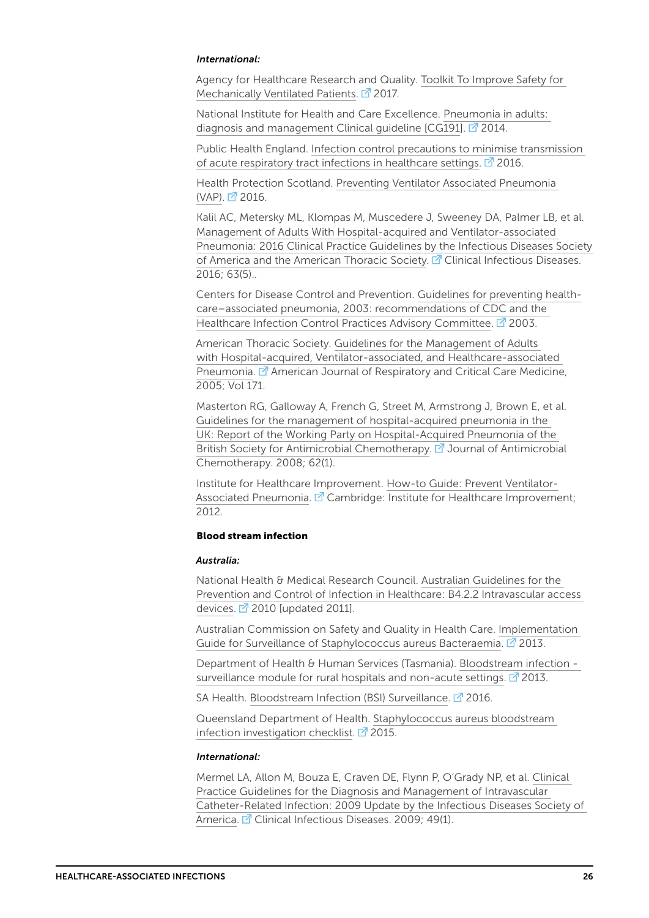***International:***

Agency for Healthcare Research and Quality. Toolkit To Improve Safety for Mechanically Ventilated Patients. 2017.

National Institute for Health and Care Excellence. Pneumonia in adults: diagnosis and management Clinical guideline [CG191]. 2014.

Public Health England. Infection control precautions to minimise transmission of acute respiratory tract infections in healthcare settings. 2016.

Health Protection Scotland. Preventing Ventilator Associated Pneumonia (VAP). 2016.

Kalil AC, Metersky ML, Klompas M, Muscedere J, Sweeney DA, Palmer LB, et al. Management of Adults With Hospital-acquired and Ventilator-associated Pneumonia: 2016 Clinical Practice Guidelines by the Infectious Diseases Society of America and the American Thoracic Society. Clinical Infectious Diseases. 2016; 63(5)..

Centers for Disease Control and Prevention. Guidelines for preventing health-care–associated pneumonia, 2003: recommendations of CDC and the Healthcare Infection Control Practices Advisory Committee. 2003.

American Thoracic Society. Guidelines for the Management of Adults with Hospital-acquired, Ventilator-associated, and Healthcare-associated Pneumonia. American Journal of Respiratory and Critical Care Medicine, 2005; Vol 171.

Masterton RG, Galloway A, French G, Street M, Armstrong J, Brown E, et al. Guidelines for the management of hospital-acquired pneumonia in the UK: Report of the Working Party on Hospital-Acquired Pneumonia of the British Society for Antimicrobial Chemotherapy. Journal of Antimicrobial Chemotherapy. 2008; 62(1).

Institute for Healthcare Improvement. How-to Guide: Prevent Ventilator-Associated Pneumonia. Cambridge: Institute for Healthcare Improvement; 2012.

**Blood stream infection**

***Australia:***

National Health & Medical Research Council. Australian Guidelines for the Prevention and Control of Infection in Healthcare: B4.2.2 Intravascular access devices. 2010 [updated 2011].

Australian Commission on Safety and Quality in Health Care. Implementation Guide for Surveillance of Staphylococcus aureus Bacteraemia. 2013.

Department of Health & Human Services (Tasmania). Bloodstream infection - surveillance module for rural hospitals and non-acute settings. 2013.

SA Health. Bloodstream Infection (BSI) Surveillance. 2016.

Queensland Department of Health. Staphylococcus aureus bloodstream infection investigation checklist. 2015.

***International:***

Mermel LA, Allon M, Bouza E, Craven DE, Flynn P, O'Grady NP, et al. Clinical Practice Guidelines for the Diagnosis and Management of Intravascular Catheter-Related Infection: 2009 Update by the Infectious Diseases Society of America. Clinical Infectious Diseases. 2009; 49(1).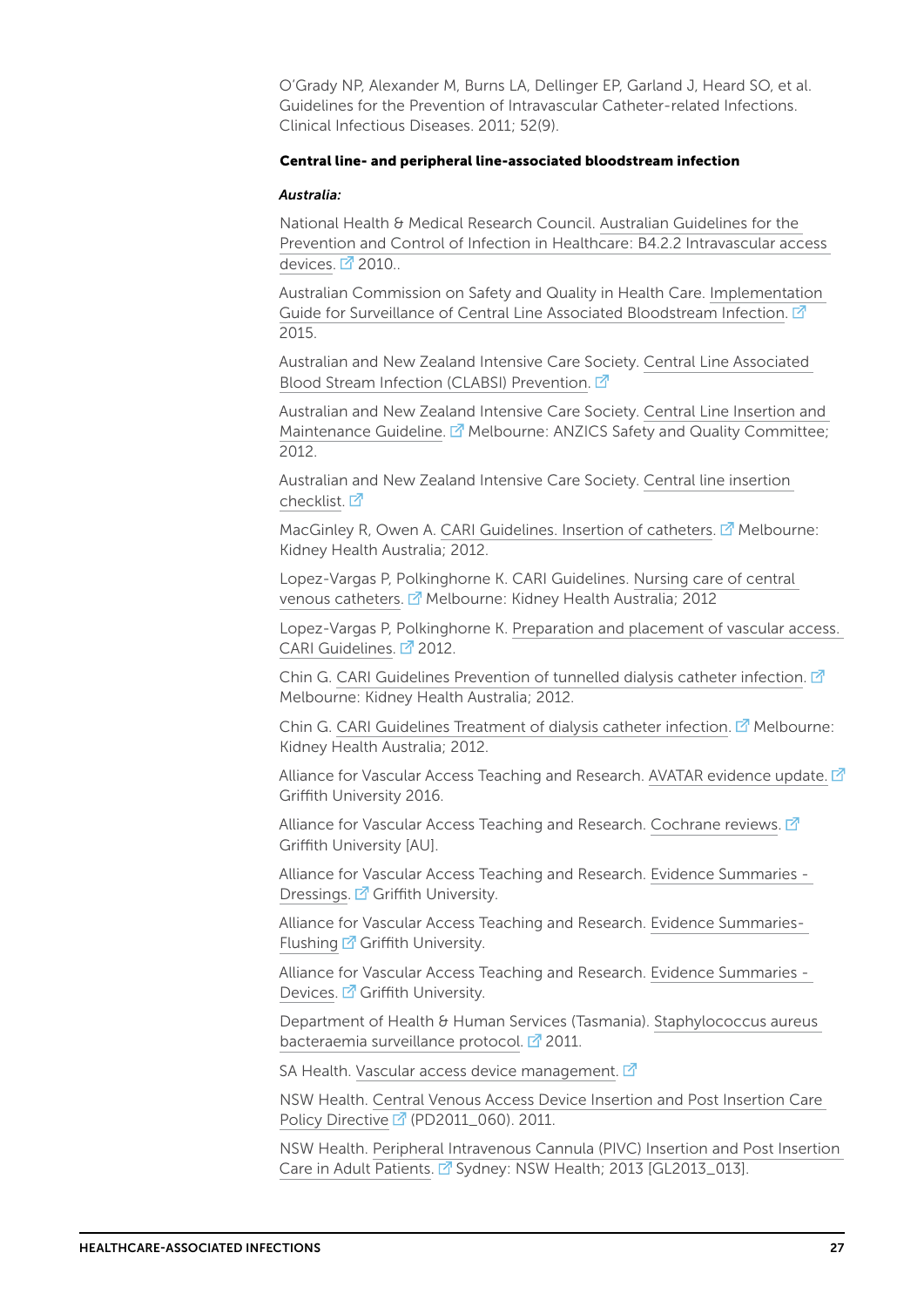O'Grady NP, Alexander M, Burns LA, Dellinger EP, Garland J, Heard SO, et al. Guidelines for the Prevention of Intravascular Catheter-related Infections. Clinical Infectious Diseases. 2011; 52(9).

**Central line- and peripheral line-associated bloodstream infection**

***Australia:***

National Health & Medical Research Council. Australian Guidelines for the Prevention and Control of Infection in Healthcare: B4.2.2 Intravascular access devices. 2010..

Australian Commission on Safety and Quality in Health Care. Implementation Guide for Surveillance of Central Line Associated Bloodstream Infection. 2015.

Australian and New Zealand Intensive Care Society. Central Line Associated Blood Stream Infection (CLABSI) Prevention.

Australian and New Zealand Intensive Care Society. Central Line Insertion and Maintenance Guideline. Melbourne: ANZICS Safety and Quality Committee; 2012.

Australian and New Zealand Intensive Care Society. Central line insertion checklist.

MacGinley R, Owen A. CARI Guidelines. Insertion of catheters. Melbourne: Kidney Health Australia; 2012.

Lopez-Vargas P, Polkinghorne K. CARI Guidelines. Nursing care of central venous catheters. Melbourne: Kidney Health Australia; 2012

Lopez-Vargas P, Polkinghorne K. Preparation and placement of vascular access. CARI Guidelines. 2012.

Chin G. CARI Guidelines Prevention of tunnelled dialysis catheter infection. Melbourne: Kidney Health Australia; 2012.

Chin G. CARI Guidelines Treatment of dialysis catheter infection. Melbourne: Kidney Health Australia; 2012.

Alliance for Vascular Access Teaching and Research. AVATAR evidence update. Griffith University 2016.

Alliance for Vascular Access Teaching and Research. Cochrane reviews. Griffith University [AU].

Alliance for Vascular Access Teaching and Research. Evidence Summaries - Dressings. Griffith University.

Alliance for Vascular Access Teaching and Research. Evidence Summaries- Flushing Griffith University.

Alliance for Vascular Access Teaching and Research. Evidence Summaries - Devices. Griffith University.

Department of Health & Human Services (Tasmania). Staphylococcus aureus bacteraemia surveillance protocol. 2011.

SA Health. Vascular access device management.

NSW Health. Central Venous Access Device Insertion and Post Insertion Care Policy Directive (PD2011_060). 2011.

NSW Health. Peripheral Intravenous Cannula (PIVC) Insertion and Post Insertion Care in Adult Patients. Sydney: NSW Health; 2013 [GL2013_013].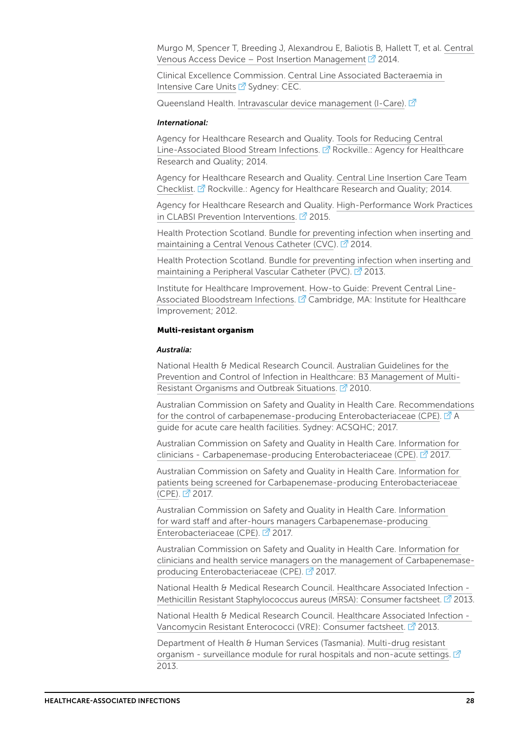Murgo M, Spencer T, Breeding J, Alexandrou E, Baliotis B, Hallett T, et al. Central Venous Access Device – Post Insertion Management 2014.

Clinical Excellence Commission. Central Line Associated Bacteraemia in Intensive Care Units Sydney: CEC.

Queensland Health. Intravascular device management (I-Care).

***International:***

Agency for Healthcare Research and Quality. Tools for Reducing Central Line-Associated Blood Stream Infections. Rockville.: Agency for Healthcare Research and Quality; 2014.

Agency for Healthcare Research and Quality. Central Line Insertion Care Team Checklist. Rockville.: Agency for Healthcare Research and Quality; 2014.

Agency for Healthcare Research and Quality. High-Performance Work Practices in CLABSI Prevention Interventions. 2015.

Health Protection Scotland. Bundle for preventing infection when inserting and maintaining a Central Venous Catheter (CVC). 2014.

Health Protection Scotland. Bundle for preventing infection when inserting and maintaining a Peripheral Vascular Catheter (PVC). 2013.

Institute for Healthcare Improvement. How-to Guide: Prevent Central Line-Associated Bloodstream Infections. Cambridge, MA: Institute for Healthcare Improvement; 2012.

**Multi-resistant organism**

***Australia:***

National Health & Medical Research Council. Australian Guidelines for the Prevention and Control of Infection in Healthcare: B3 Management of Multi-Resistant Organisms and Outbreak Situations. 2010.

Australian Commission on Safety and Quality in Health Care. Recommendations for the control of carbapenemase-producing Enterobacteriaceae (CPE). A guide for acute care health facilities. Sydney: ACSQHC; 2017.

Australian Commission on Safety and Quality in Health Care. Information for clinicians - Carbapenemase-producing Enterobacteriaceae (CPE). 2017.

Australian Commission on Safety and Quality in Health Care. Information for patients being screened for Carbapenemase-producing Enterobacteriaceae (CPE). 2017.

Australian Commission on Safety and Quality in Health Care. Information for ward staff and after-hours managers Carbapenemase-producing Enterobacteriaceae (CPE). 2017.

Australian Commission on Safety and Quality in Health Care. Information for clinicians and health service managers on the management of Carbapenemase-producing Enterobacteriaceae (CPE). 2017.

National Health & Medical Research Council. Healthcare Associated Infection - Methicillin Resistant Staphylococcus aureus (MRSA): Consumer factsheet. 2013.

National Health & Medical Research Council. Healthcare Associated Infection - Vancomycin Resistant Enterococci (VRE): Consumer factsheet. 2013.

Department of Health & Human Services (Tasmania). Multi-drug resistant organism - surveillance module for rural hospitals and non-acute settings. 2013.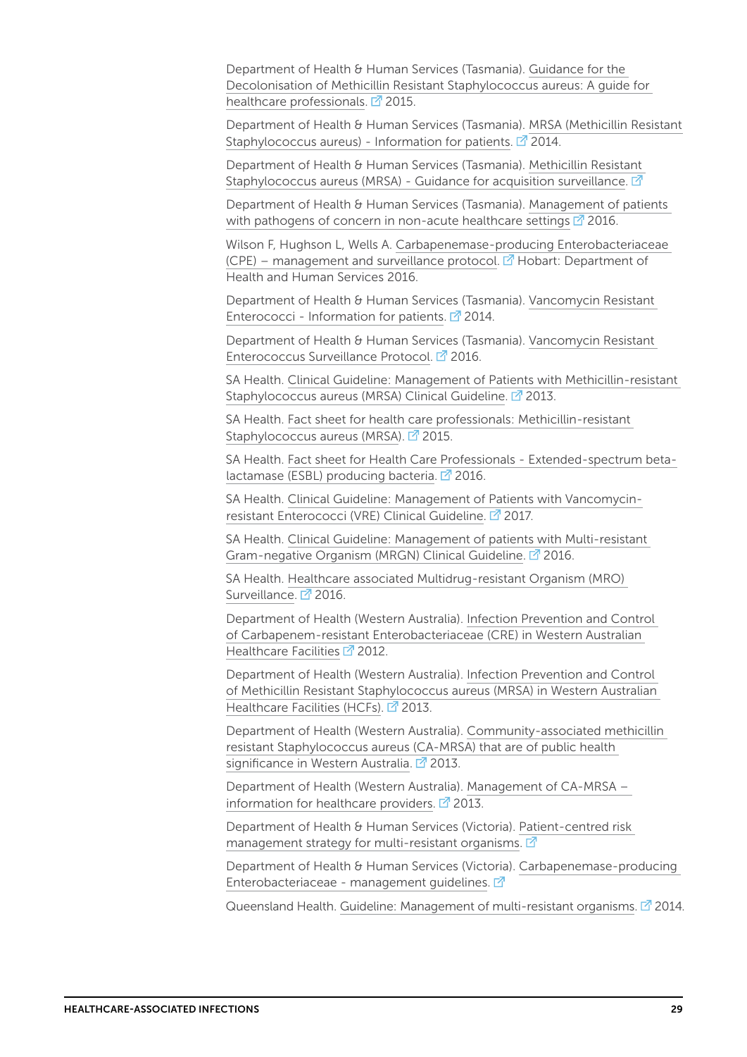Department of Health & Human Services (Tasmania). Guidance for the Decolonisation of Methicillin Resistant Staphylococcus aureus: A guide for healthcare professionals. 2015.

Department of Health & Human Services (Tasmania). MRSA (Methicillin Resistant Staphylococcus aureus) - Information for patients. 2014.

Department of Health & Human Services (Tasmania). Methicillin Resistant Staphylococcus aureus (MRSA) - Guidance for acquisition surveillance.

Department of Health & Human Services (Tasmania). Management of patients with pathogens of concern in non-acute healthcare settings 2016.

Wilson F, Hughson L, Wells A. Carbapenemase-producing Enterobacteriaceae (CPE) – management and surveillance protocol. Hobart: Department of Health and Human Services 2016.

Department of Health & Human Services (Tasmania). Vancomycin Resistant Enterococci - Information for patients. 2014.

Department of Health & Human Services (Tasmania). Vancomycin Resistant Enterococcus Surveillance Protocol. 2016.

SA Health. Clinical Guideline: Management of Patients with Methicillin-resistant Staphylococcus aureus (MRSA) Clinical Guideline. 2013.

SA Health. Fact sheet for health care professionals: Methicillin-resistant Staphylococcus aureus (MRSA). 2015.

SA Health. Fact sheet for Health Care Professionals - Extended-spectrum beta-lactamase (ESBL) producing bacteria. 2016.

SA Health. Clinical Guideline: Management of Patients with Vancomycin-resistant Enterococci (VRE) Clinical Guideline. 2017.

SA Health. Clinical Guideline: Management of patients with Multi-resistant Gram-negative Organism (MRGN) Clinical Guideline. 2016.

SA Health. Healthcare associated Multidrug-resistant Organism (MRO) Surveillance. 2016.

Department of Health (Western Australia). Infection Prevention and Control of Carbapenem-resistant Enterobacteriaceae (CRE) in Western Australian Healthcare Facilities 2012.

Department of Health (Western Australia). Infection Prevention and Control of Methicillin Resistant Staphylococcus aureus (MRSA) in Western Australian Healthcare Facilities (HCFs). 2013.

Department of Health (Western Australia). Community-associated methicillin resistant Staphylococcus aureus (CA-MRSA) that are of public health significance in Western Australia. 2013.

Department of Health (Western Australia). Management of CA-MRSA – information for healthcare providers. 2013.

Department of Health & Human Services (Victoria). Patient-centred risk management strategy for multi-resistant organisms.

Department of Health & Human Services (Victoria). Carbapenemase-producing Enterobacteriaceae - management guidelines.

Queensland Health. Guideline: Management of multi-resistant organisms. 2014.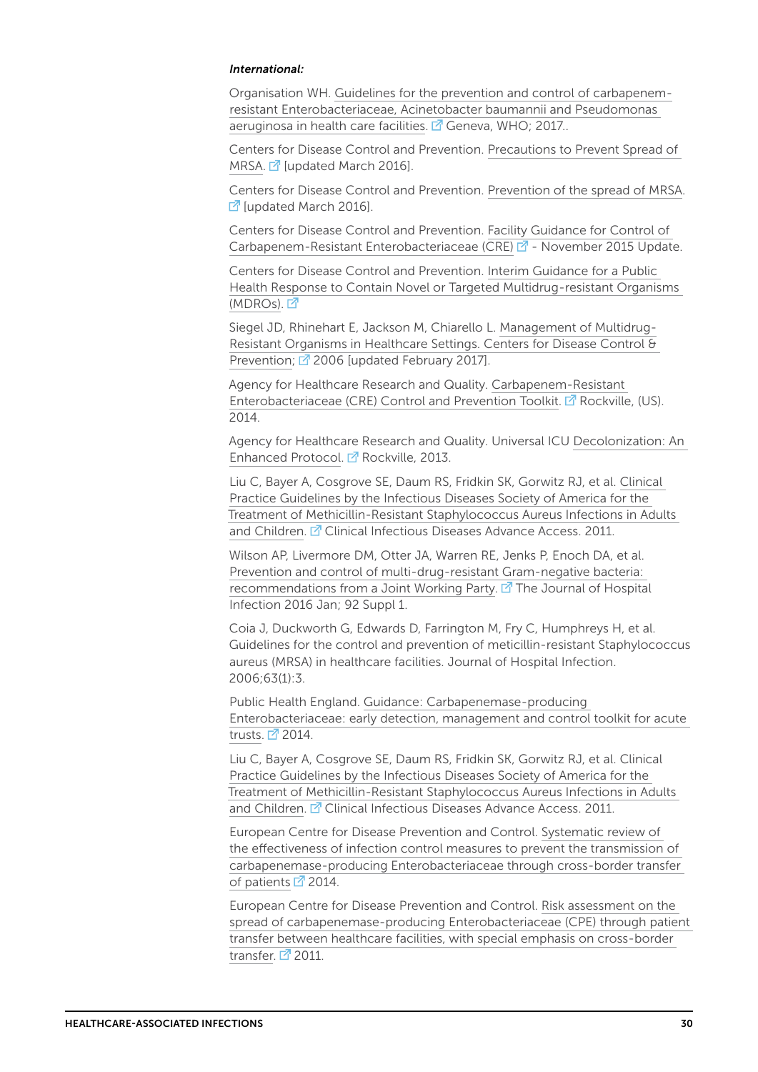***International:***

Organisation WH. Guidelines for the prevention and control of carbapenem-resistant Enterobacteriaceae, Acinetobacter baumannii and Pseudomonas aeruginosa in health care facilities. Geneva, WHO; 2017..

Centers for Disease Control and Prevention. Precautions to Prevent Spread of MRSA. [updated March 2016].

Centers for Disease Control and Prevention. Prevention of the spread of MRSA. [updated March 2016].

Centers for Disease Control and Prevention. Facility Guidance for Control of Carbapenem-Resistant Enterobacteriaceae (CRE) - November 2015 Update.

Centers for Disease Control and Prevention. Interim Guidance for a Public Health Response to Contain Novel or Targeted Multidrug-resistant Organisms (MDROs).

Siegel JD, Rhinehart E, Jackson M, Chiarello L. Management of Multidrug-Resistant Organisms in Healthcare Settings. Centers for Disease Control & Prevention; 2006 [updated February 2017].

Agency for Healthcare Research and Quality. Carbapenem-Resistant Enterobacteriaceae (CRE) Control and Prevention Toolkit. Rockville, (US). 2014.

Agency for Healthcare Research and Quality. Universal ICU Decolonization: An Enhanced Protocol. Rockville, 2013.

Liu C, Bayer A, Cosgrove SE, Daum RS, Fridkin SK, Gorwitz RJ, et al. Clinical Practice Guidelines by the Infectious Diseases Society of America for the Treatment of Methicillin-Resistant Staphylococcus Aureus Infections in Adults and Children. Clinical Infectious Diseases Advance Access. 2011.

Wilson AP, Livermore DM, Otter JA, Warren RE, Jenks P, Enoch DA, et al. Prevention and control of multi-drug-resistant Gram-negative bacteria: recommendations from a Joint Working Party. The Journal of Hospital Infection 2016 Jan; 92 Suppl 1.

Coia J, Duckworth G, Edwards D, Farrington M, Fry C, Humphreys H, et al. Guidelines for the control and prevention of meticillin-resistant Staphylococcus aureus (MRSA) in healthcare facilities. Journal of Hospital Infection. 2006;63(1):3.

Public Health England. Guidance: Carbapenemase-producing Enterobacteriaceae: early detection, management and control toolkit for acute trusts. 2014.

Liu C, Bayer A, Cosgrove SE, Daum RS, Fridkin SK, Gorwitz RJ, et al. Clinical Practice Guidelines by the Infectious Diseases Society of America for the Treatment of Methicillin-Resistant Staphylococcus Aureus Infections in Adults and Children. Clinical Infectious Diseases Advance Access. 2011.

European Centre for Disease Prevention and Control. Systematic review of the effectiveness of infection control measures to prevent the transmission of carbapenemase-producing Enterobacteriaceae through cross-border transfer of patients 2014.

European Centre for Disease Prevention and Control. Risk assessment on the spread of carbapenemase-producing Enterobacteriaceae (CPE) through patient transfer between healthcare facilities, with special emphasis on cross-border transfer. 2011.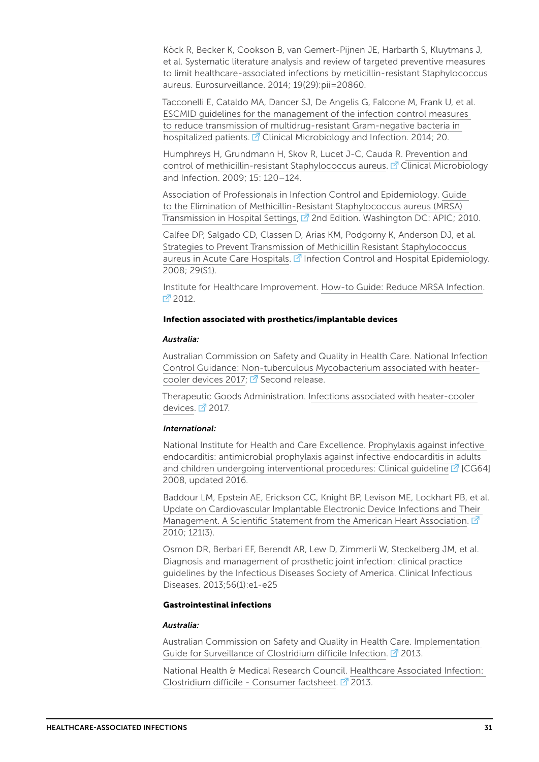Köck R, Becker K, Cookson B, van Gemert-Pijnen JE, Harbarth S, Kluytmans J, et al. Systematic literature analysis and review of targeted preventive measures to limit healthcare-associated infections by meticillin-resistant Staphylococcus aureus. Eurosurveillance. 2014; 19(29):pii=20860.

Tacconelli E, Cataldo MA, Dancer SJ, De Angelis G, Falcone M, Frank U, et al. ESCMID guidelines for the management of the infection control measures to reduce transmission of multidrug-resistant Gram-negative bacteria in hospitalized patients. Clinical Microbiology and Infection. 2014; 20.

Humphreys H, Grundmann H, Skov R, Lucet J-C, Cauda R. Prevention and control of methicillin-resistant Staphylococcus aureus. Clinical Microbiology and Infection. 2009; 15: 120–124.

Association of Professionals in Infection Control and Epidemiology. Guide to the Elimination of Methicillin-Resistant Staphylococcus aureus (MRSA) Transmission in Hospital Settings, 2nd Edition. Washington DC: APIC; 2010.

Calfee DP, Salgado CD, Classen D, Arias KM, Podgorny K, Anderson DJ, et al. Strategies to Prevent Transmission of Methicillin Resistant Staphylococcus aureus in Acute Care Hospitals. Infection Control and Hospital Epidemiology. 2008; 29(S1).

Institute for Healthcare Improvement. How-to Guide: Reduce MRSA Infection. 2012.

**Infection associated with prosthetics/implantable devices**

***Australia:***

Australian Commission on Safety and Quality in Health Care. National Infection Control Guidance: Non-tuberculous Mycobacterium associated with heater-cooler devices 2017; Second release.

Therapeutic Goods Administration. Infections associated with heater-cooler devices. 2017.

***International:***

National Institute for Health and Care Excellence. Prophylaxis against infective endocarditis: antimicrobial prophylaxis against infective endocarditis in adults and children undergoing interventional procedures: Clinical guideline [CG64] 2008, updated 2016.

Baddour LM, Epstein AE, Erickson CC, Knight BP, Levison ME, Lockhart PB, et al. Update on Cardiovascular Implantable Electronic Device Infections and Their Management. A Scientific Statement from the American Heart Association. 2010; 121(3).

Osmon DR, Berbari EF, Berendt AR, Lew D, Zimmerli W, Steckelberg JM, et al. Diagnosis and management of prosthetic joint infection: clinical practice guidelines by the Infectious Diseases Society of America. Clinical Infectious Diseases. 2013;56(1):e1-e25

**Gastrointestinal infections**

***Australia:***

Australian Commission on Safety and Quality in Health Care. Implementation Guide for Surveillance of Clostridium difficile Infection. 2013.

National Health & Medical Research Council. Healthcare Associated Infection: Clostridium difficile - Consumer factsheet. 2013.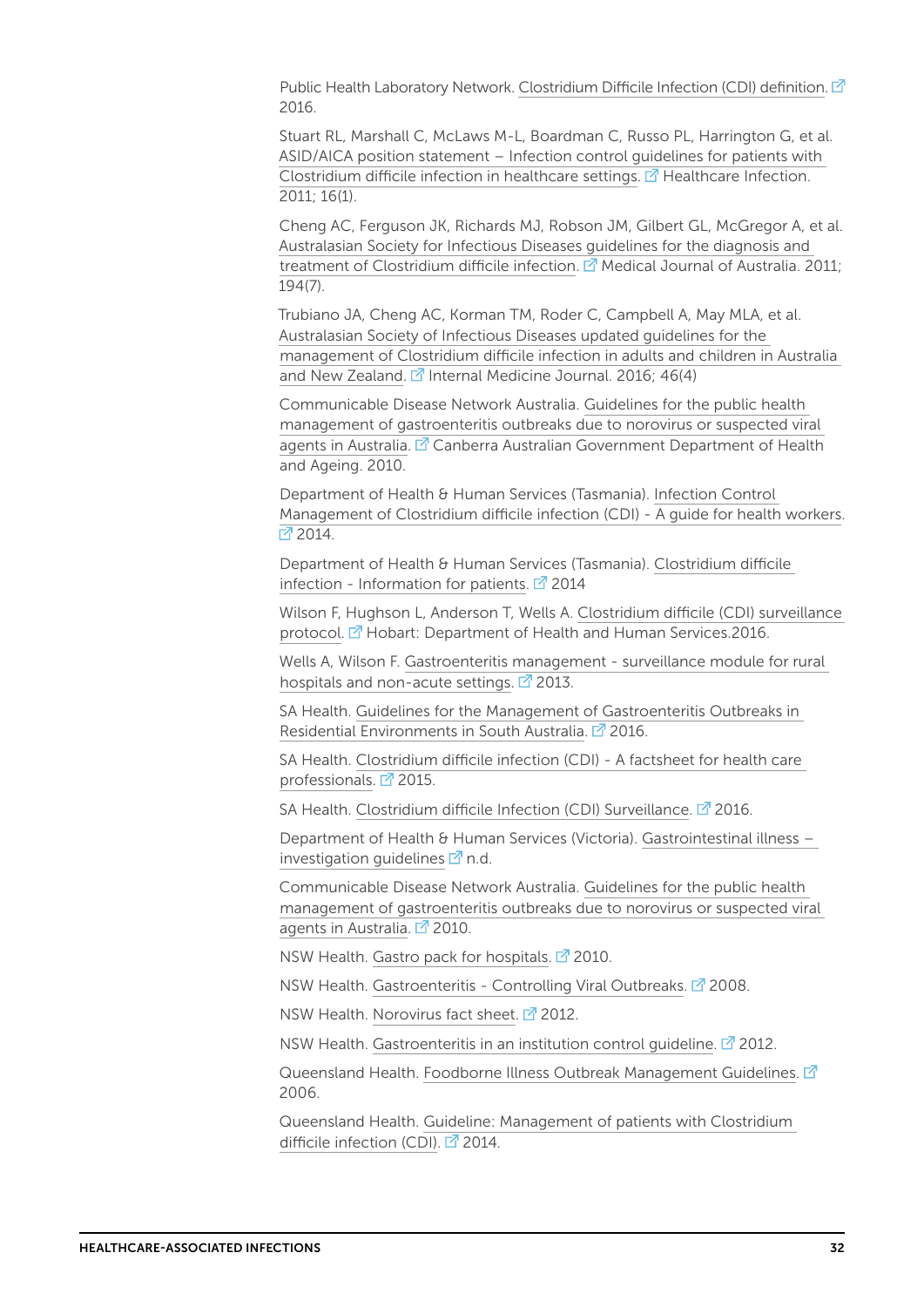Public Health Laboratory Network. Clostridium Difficile Infection (CDI) definition. 2016.

Stuart RL, Marshall C, McLaws M-L, Boardman C, Russo PL, Harrington G, et al. ASID/AICA position statement – Infection control guidelines for patients with Clostridium difficile infection in healthcare settings. Healthcare Infection. 2011; 16(1).

Cheng AC, Ferguson JK, Richards MJ, Robson JM, Gilbert GL, McGregor A, et al. Australasian Society for Infectious Diseases guidelines for the diagnosis and treatment of Clostridium difficile infection. Medical Journal of Australia. 2011; 194(7).

Trubiano JA, Cheng AC, Korman TM, Roder C, Campbell A, May MLA, et al. Australasian Society of Infectious Diseases updated guidelines for the management of Clostridium difficile infection in adults and children in Australia and New Zealand. Internal Medicine Journal. 2016; 46(4)

Communicable Disease Network Australia. Guidelines for the public health management of gastroenteritis outbreaks due to norovirus or suspected viral agents in Australia. Canberra Australian Government Department of Health and Ageing. 2010.

Department of Health & Human Services (Tasmania). Infection Control Management of Clostridium difficile infection (CDI) - A guide for health workers. 2014.

Department of Health & Human Services (Tasmania). Clostridium difficile infection - Information for patients. 2014

Wilson F, Hughson L, Anderson T, Wells A. Clostridium difficile (CDI) surveillance protocol. Hobart: Department of Health and Human Services.2016.

Wells A, Wilson F. Gastroenteritis management - surveillance module for rural hospitals and non-acute settings. 2013.

SA Health. Guidelines for the Management of Gastroenteritis Outbreaks in Residential Environments in South Australia. 2016.

SA Health. Clostridium difficile infection (CDI) - A factsheet for health care professionals. 2015.

SA Health. Clostridium difficile Infection (CDI) Surveillance. 2016.

Department of Health & Human Services (Victoria). Gastrointestinal illness – investigation guidelines n.d.

Communicable Disease Network Australia. Guidelines for the public health management of gastroenteritis outbreaks due to norovirus or suspected viral agents in Australia. 2010.

NSW Health. Gastro pack for hospitals. 2010.

NSW Health. Gastroenteritis - Controlling Viral Outbreaks. 2008.

NSW Health. Norovirus fact sheet. 2012.

NSW Health. Gastroenteritis in an institution control guideline. 2012.

Queensland Health. Foodborne Illness Outbreak Management Guidelines. 2006.

Queensland Health. Guideline: Management of patients with Clostridium difficile infection (CDI). 2014.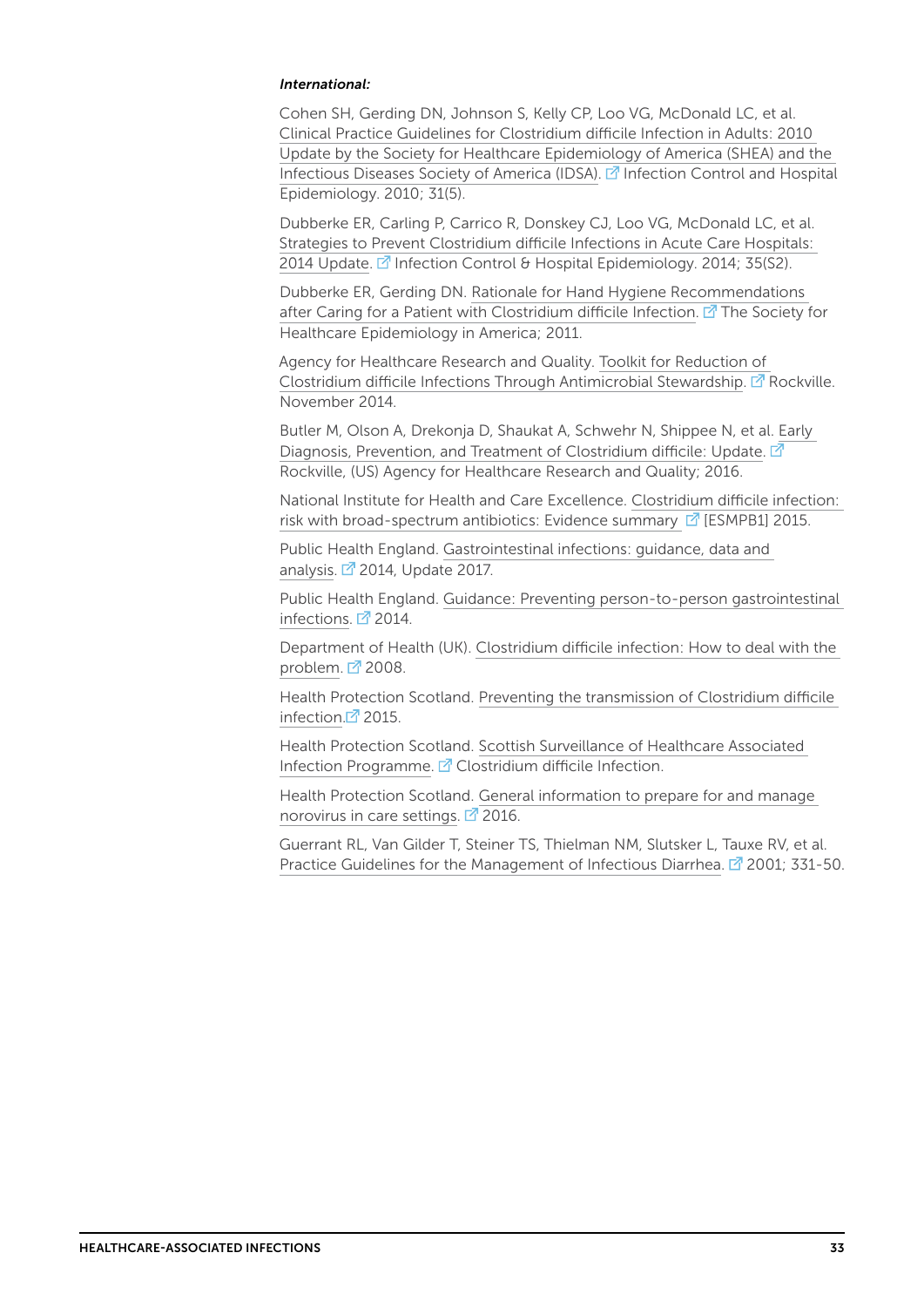***International:***

Cohen SH, Gerding DN, Johnson S, Kelly CP, Loo VG, McDonald LC, et al. Clinical Practice Guidelines for Clostridium difficile Infection in Adults: 2010 Update by the Society for Healthcare Epidemiology of America (SHEA) and the Infectious Diseases Society of America (IDSA). Infection Control and Hospital Epidemiology. 2010; 31(5).

Dubberke ER, Carling P, Carrico R, Donskey CJ, Loo VG, McDonald LC, et al. Strategies to Prevent Clostridium difficile Infections in Acute Care Hospitals: 2014 Update. Infection Control & Hospital Epidemiology. 2014; 35(S2).

Dubberke ER, Gerding DN. Rationale for Hand Hygiene Recommendations after Caring for a Patient with Clostridium difficile Infection. The Society for Healthcare Epidemiology in America; 2011.

Agency for Healthcare Research and Quality. Toolkit for Reduction of Clostridium difficile Infections Through Antimicrobial Stewardship. Rockville. November 2014.

Butler M, Olson A, Drekonja D, Shaukat A, Schwehr N, Shippee N, et al. Early Diagnosis, Prevention, and Treatment of Clostridium difficile: Update. Rockville, (US) Agency for Healthcare Research and Quality; 2016.

National Institute for Health and Care Excellence. Clostridium difficile infection: risk with broad-spectrum antibiotics: Evidence summary [ESMPB1] 2015.

Public Health England. Gastrointestinal infections: guidance, data and analysis. 2014, Update 2017.

Public Health England. Guidance: Preventing person-to-person gastrointestinal infections. 2014.

Department of Health (UK). Clostridium difficile infection: How to deal with the problem. 2008.

Health Protection Scotland. Preventing the transmission of Clostridium difficile infection. 2015.

Health Protection Scotland. Scottish Surveillance of Healthcare Associated Infection Programme. Clostridium difficile Infection.

Health Protection Scotland. General information to prepare for and manage norovirus in care settings. 2016.

Guerrant RL, Van Gilder T, Steiner TS, Thielman NM, Slutsker L, Tauxe RV, et al. Practice Guidelines for the Management of Infectious Diarrhea. 2001; 331-50.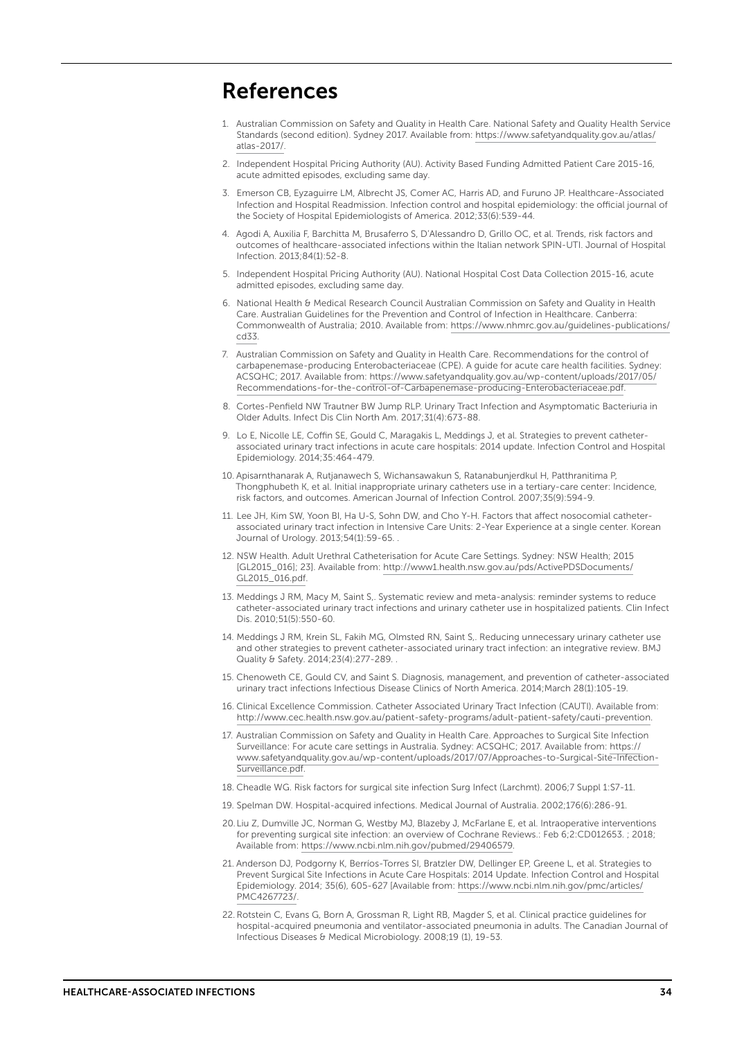# References

1. Australian Commission on Safety and Quality in Health Care. National Safety and Quality Health Service Standards (second edition). Sydney 2017. Available from: https://www.safetyandquality.gov.au/atlas/atlas-2017/.
2. Independent Hospital Pricing Authority (AU). Activity Based Funding Admitted Patient Care 2015-16, acute admitted episodes, excluding same day.
3. Emerson CB, Eyzaguirre LM, Albrecht JS, Comer AC, Harris AD, and Furuno JP. Healthcare-Associated Infection and Hospital Readmission. Infection control and hospital epidemiology: the official journal of the Society of Hospital Epidemiologists of America. 2012;33(6):539-44.
4. Agodi A, Auxilia F, Barchitta M, Brusaferro S, D'Alessandro D, Grillo OC, et al. Trends, risk factors and outcomes of healthcare-associated infections within the Italian network SPIN-UTI. Journal of Hospital Infection. 2013;84(1):52-8.
5. Independent Hospital Pricing Authority (AU). National Hospital Cost Data Collection 2015-16, acute admitted episodes, excluding same day.
6. National Health & Medical Research Council Australian Commission on Safety and Quality in Health Care. Australian Guidelines for the Prevention and Control of Infection in Healthcare. Canberra: Commonwealth of Australia; 2010. Available from: https://www.nhmrc.gov.au/guidelines-publications/cd33.
7. Australian Commission on Safety and Quality in Health Care. Recommendations for the control of carbapenemase-producing Enterobacteriaceae (CPE). A guide for acute care health facilities. Sydney: ACSQHC; 2017. Available from: https://www.safetyandquality.gov.au/wp-content/uploads/2017/05/Recommendations-for-the-control-of-Carbapenemase-producing-Enterobacteriaceae.pdf.
8. Cortes-Penfield NW Trautner BW Jump RLP. Urinary Tract Infection and Asymptomatic Bacteriuria in Older Adults. Infect Dis Clin North Am. 2017;31(4):673-88.
9. Lo E, Nicolle LE, Coffin SE, Gould C, Maragakis L, Meddings J, et al. Strategies to prevent catheter-associated urinary tract infections in acute care hospitals: 2014 update. Infection Control and Hospital Epidemiology. 2014;35:464-479.
10. Apisarnthanarak A, Rutjanawech S, Wichansawakun S, Ratanabunjerdkul H, Patthranitima P, Thongphubeth K, et al. Initial inappropriate urinary catheters use in a tertiary-care center: Incidence, risk factors, and outcomes. American Journal of Infection Control. 2007;35(9):594-9.
11. Lee JH, Kim SW, Yoon BI, Ha U-S, Sohn DW, and Cho Y-H. Factors that affect nosocomial catheter-associated urinary tract infection in Intensive Care Units: 2-Year Experience at a single center. Korean Journal of Urology. 2013;54(1):59-65. .
12. NSW Health. Adult Urethral Catheterisation for Acute Care Settings. Sydney: NSW Health; 2015 [GL2015_016]; 23]. Available from: http://www1.health.nsw.gov.au/pds/ActivePDSDocuments/GL2015_016.pdf.
13. Meddings J RM, Macy M, Saint S,. Systematic review and meta-analysis: reminder systems to reduce catheter-associated urinary tract infections and urinary catheter use in hospitalized patients. Clin Infect Dis. 2010;51(5):550-60.
14. Meddings J RM, Krein SL, Fakih MG, Olmsted RN, Saint S,. Reducing unnecessary urinary catheter use and other strategies to prevent catheter-associated urinary tract infection: an integrative review. BMJ Quality & Safety. 2014;23(4):277-289. .
15. Chenoweth CE, Gould CV, and Saint S. Diagnosis, management, and prevention of catheter-associated urinary tract infections Infectious Disease Clinics of North America. 2014;March 28(1):105-19.
16. Clinical Excellence Commission. Catheter Associated Urinary Tract Infection (CAUTI). Available from: http://www.cec.health.nsw.gov.au/patient-safety-programs/adult-patient-safety/cauti-prevention.
17. Australian Commission on Safety and Quality in Health Care. Approaches to Surgical Site Infection Surveillance: For acute care settings in Australia. Sydney: ACSQHC; 2017. Available from: https://www.safetyandquality.gov.au/wp-content/uploads/2017/07/Approaches-to-Surgical-Site-Infection-Surveillance.pdf.
18. Cheadle WG. Risk factors for surgical site infection Surg Infect (Larchmt). 2006;7 Suppl 1:S7-11.
19. Spelman DW. Hospital-acquired infections. Medical Journal of Australia. 2002;176(6):286-91.
20. Liu Z, Dumville JC, Norman G, Westby MJ, Blazeby J, McFarlane E, et al. Intraoperative interventions for preventing surgical site infection: an overview of Cochrane Reviews.: Feb 6;2:CD012653. ; 2018; Available from: https://www.ncbi.nlm.nih.gov/pubmed/29406579.
21. Anderson DJ, Podgorny K, Berrios-Torres SI, Bratzler DW, Dellinger EP, Greene L, et al. Strategies to Prevent Surgical Site Infections in Acute Care Hospitals: 2014 Update. Infection Control and Hospital Epidemiology. 2014; 35(6), 605-627 [Available from: https://www.ncbi.nlm.nih.gov/pmc/articles/PMC4267723/.
22. Rotstein C, Evans G, Born A, Grossman R, Light RB, Magder S, et al. Clinical practice guidelines for hospital-acquired pneumonia and ventilator-associated pneumonia in adults. The Canadian Journal of Infectious Diseases & Medical Microbiology. 2008;19 (1), 19-53.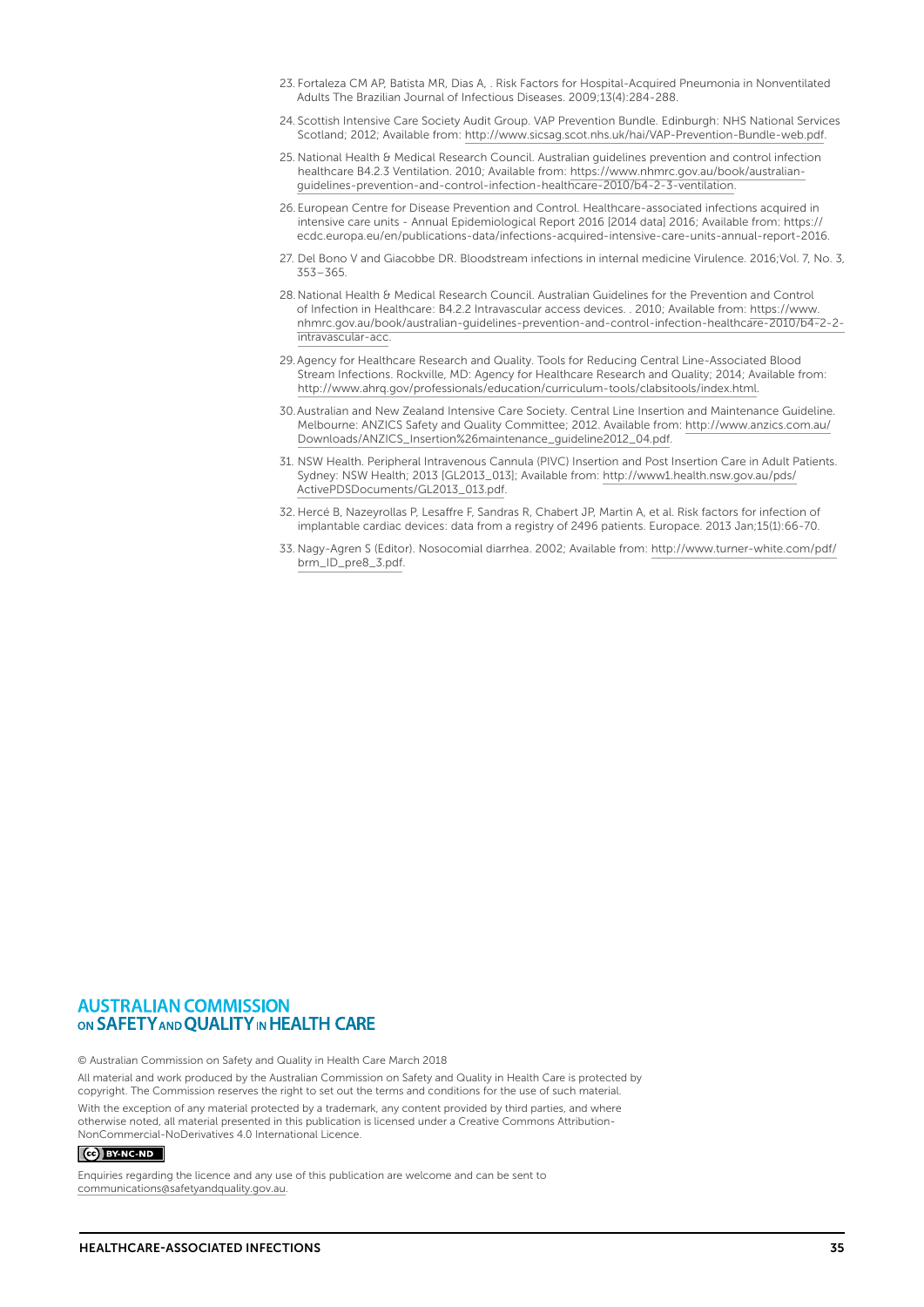23. Fortaleza CM AP, Batista MR, Dias A, . Risk Factors for Hospital-Acquired Pneumonia in Nonventilated Adults The Brazilian Journal of Infectious Diseases. 2009;13(4):284-288.
24. Scottish Intensive Care Society Audit Group. VAP Prevention Bundle. Edinburgh: NHS National Services Scotland; 2012; Available from: http://www.sicsag.scot.nhs.uk/hai/VAP-Prevention-Bundle-web.pdf.
25. National Health & Medical Research Council. Australian guidelines prevention and control infection healthcare B4.2.3 Ventilation. 2010; Available from: https://www.nhmrc.gov.au/book/australian-guidelines-prevention-and-control-infection-healthcare-2010/b4-2-3-ventilation.
26. European Centre for Disease Prevention and Control. Healthcare-associated infections acquired in intensive care units - Annual Epidemiological Report 2016 [2014 data] 2016; Available from: https://ecdc.europa.eu/en/publications-data/infections-acquired-intensive-care-units-annual-report-2016.
27. Del Bono V and Giacobbe DR. Bloodstream infections in internal medicine Virulence. 2016;Vol. 7, No. 3, 353–365.
28. National Health & Medical Research Council. Australian Guidelines for the Prevention and Control of Infection in Healthcare: B4.2.2 Intravascular access devices. . 2010; Available from: https://www.nhmrc.gov.au/book/australian-guidelines-prevention-and-control-infection-healthcare-2010/b4-2-2-intravascular-acc.
29. Agency for Healthcare Research and Quality. Tools for Reducing Central Line-Associated Blood Stream Infections. Rockville, MD: Agency for Healthcare Research and Quality; 2014; Available from: http://www.ahrq.gov/professionals/education/curriculum-tools/clabsitools/index.html.
30. Australian and New Zealand Intensive Care Society. Central Line Insertion and Maintenance Guideline. Melbourne: ANZICS Safety and Quality Committee; 2012. Available from: http://www.anzics.com.au/Downloads/ANZICS_Insertion%26maintenance_guideline2012_04.pdf.
31. NSW Health. Peripheral Intravenous Cannula (PIVC) Insertion and Post Insertion Care in Adult Patients. Sydney: NSW Health; 2013 [GL2013_013]; Available from: http://www1.health.nsw.gov.au/pds/ActivePDSDocuments/GL2013_013.pdf.
32. Hercé B, Nazeyrollas P, Lesaffre F, Sandras R, Chabert JP, Martin A, et al. Risk factors for infection of implantable cardiac devices: data from a registry of 2496 patients. Europace. 2013 Jan;15(1):66-70.
33. Nagy-Agren S (Editor). Nosocomial diarrhea. 2002; Available from: http://www.turner-white.com/pdf/brm_ID_pre8_3.pdf.

**AUSTRALIAN COMMISSION ON SAFETY AND QUALITY IN HEALTH CARE**

© Australian Commission on Safety and Quality in Health Care March 2018

All material and work produced by the Australian Commission on Safety and Quality in Health Care is protected by copyright. The Commission reserves the right to set out the terms and conditions for the use of such material.

With the exception of any material protected by a trademark, any content provided by third parties, and where otherwise noted, all material presented in this publication is licensed under a Creative Commons Attribution-NonCommercial-NoDerivatives 4.0 International Licence.

BY-NC-ND

Enquiries regarding the licence and any use of this publication are welcome and can be sent to communications@safetyandquality.gov.au.